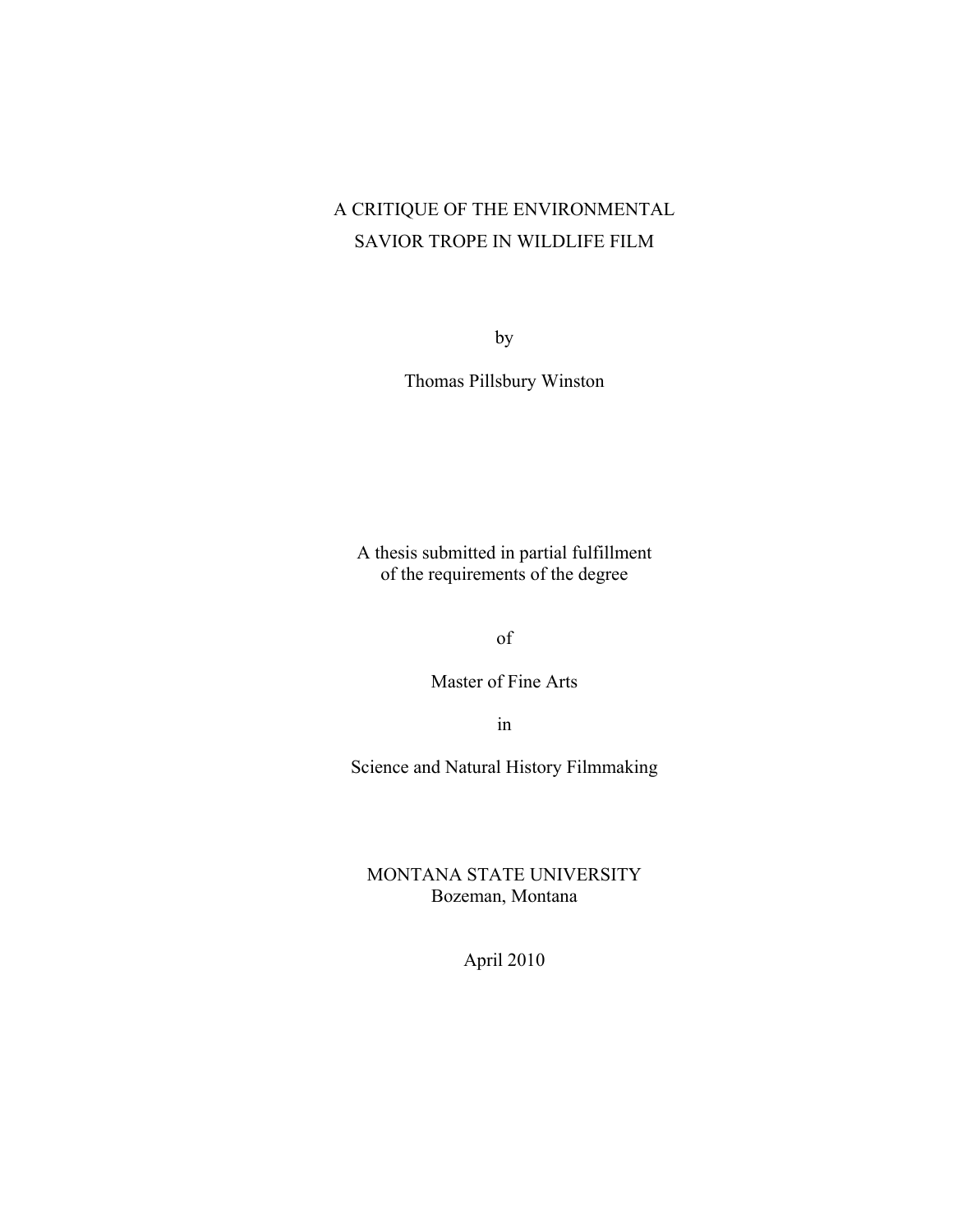# A CRITIQUE OF THE ENVIRONMENTAL SAVIOR TROPE IN WILDLIFE FILM

by

Thomas Pillsbury Winston

A thesis submitted in partial fulfillment of the requirements of the degree

of

Master of Fine Arts

in

Science and Natural History Filmmaking

MONTANA STATE UNIVERSITY
Bozeman, Montana

April 2010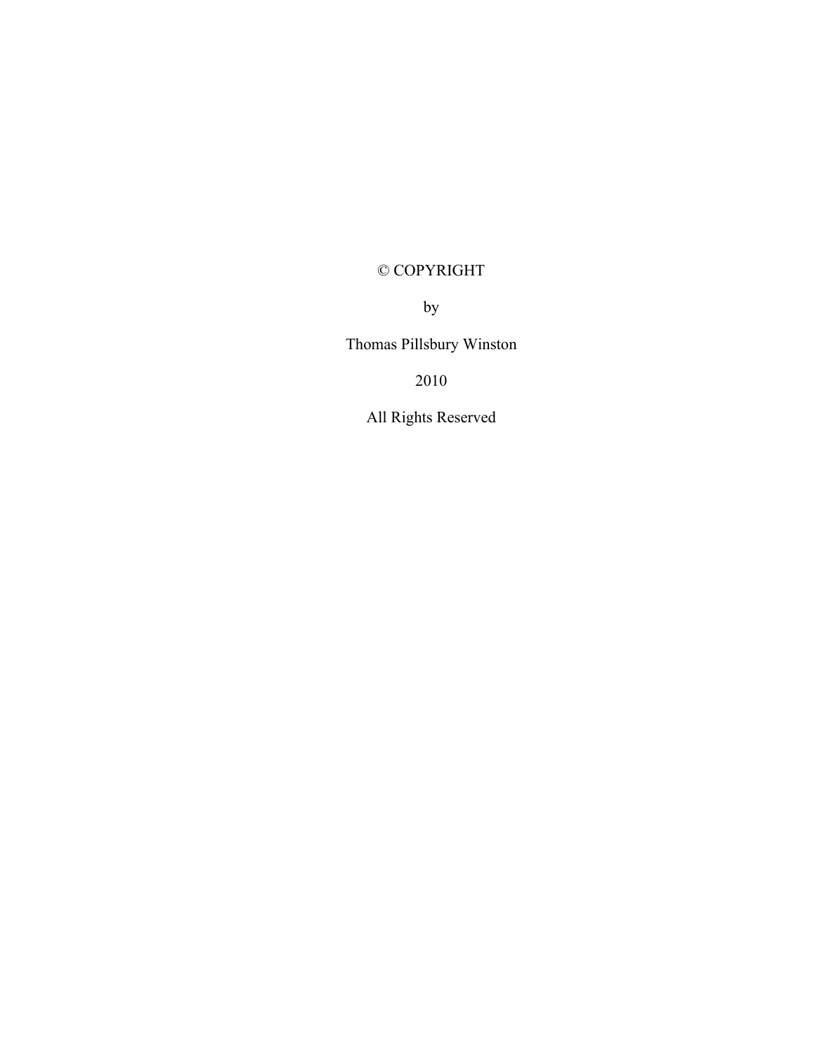© COPYRIGHT

by

Thomas Pillsbury Winston

2010

All Rights Reserved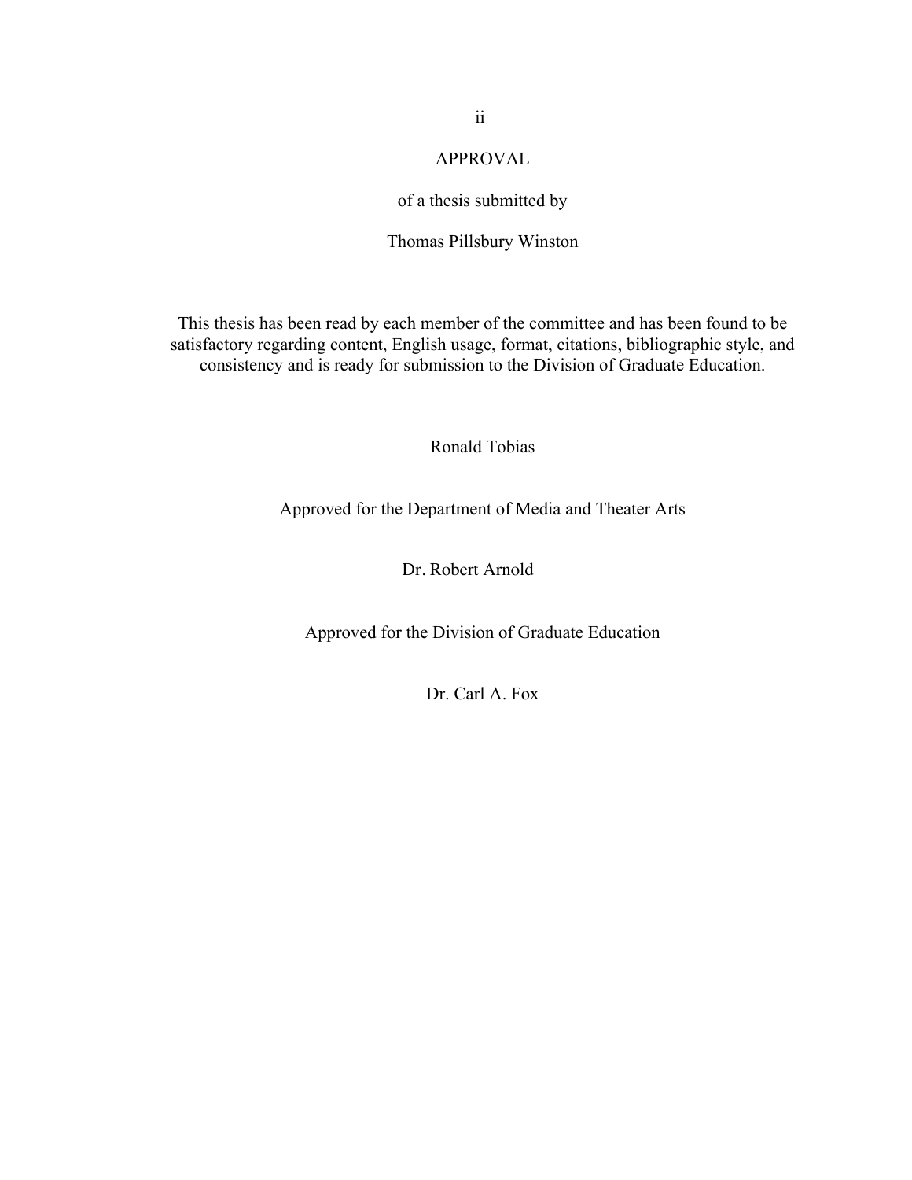# APPROVAL

of a thesis submitted by

Thomas Pillsbury Winston

This thesis has been read by each member of the committee and has been found to be satisfactory regarding content, English usage, format, citations, bibliographic style, and consistency and is ready for submission to the Division of Graduate Education.

Ronald Tobias

Approved for the Department of Media and Theater Arts

Dr. Robert Arnold

Approved for the Division of Graduate Education

Dr. Carl A. Fox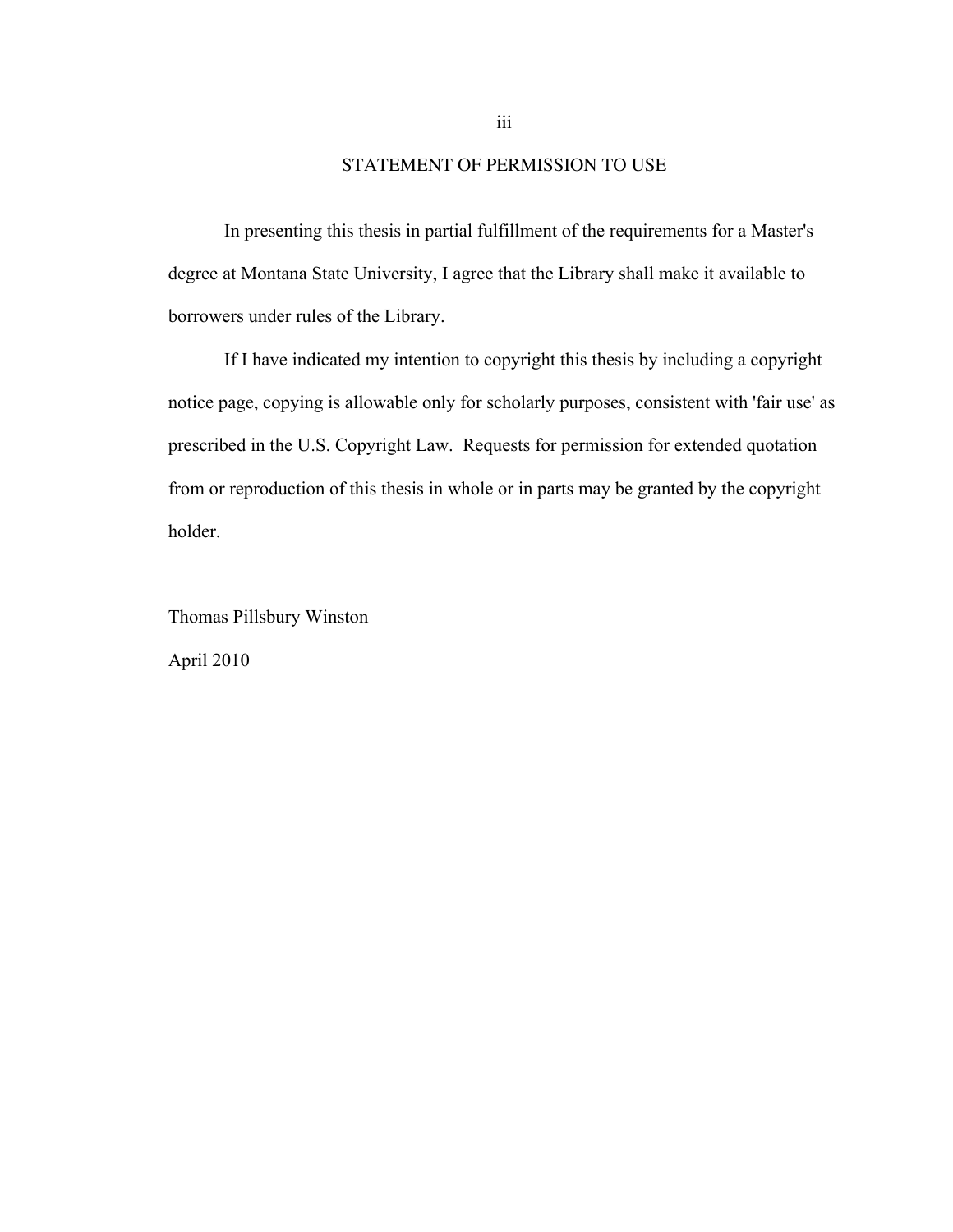## STATEMENT OF PERMISSION TO USE

In presenting this thesis in partial fulfillment of the requirements for a Master's degree at Montana State University, I agree that the Library shall make it available to borrowers under rules of the Library.

If I have indicated my intention to copyright this thesis by including a copyright notice page, copying is allowable only for scholarly purposes, consistent with 'fair use' as prescribed in the U.S. Copyright Law. Requests for permission for extended quotation from or reproduction of this thesis in whole or in parts may be granted by the copyright holder.

Thomas Pillsbury Winston

April 2010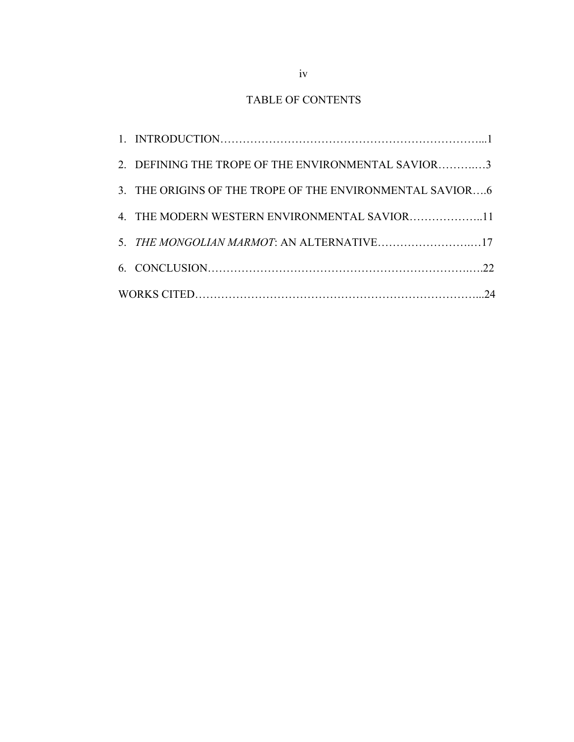# TABLE OF CONTENTS

1. INTRODUCTION…………………………………………………………………...1
2. DEFINING THE TROPE OF THE ENVIRONMENTAL SAVIOR………..…3
3. THE ORIGINS OF THE TROPE OF THE ENVIRONMENTAL SAVIOR….6
4. THE MODERN WESTERN ENVIRONMENTAL SAVIOR………………..11
5. *THE MONGOLIAN MARMOT*: AN ALTERNATIVE…………………….…17
6. CONCLUSION…………………………………………………………….….22

WORKS CITED………………………………………………………………...24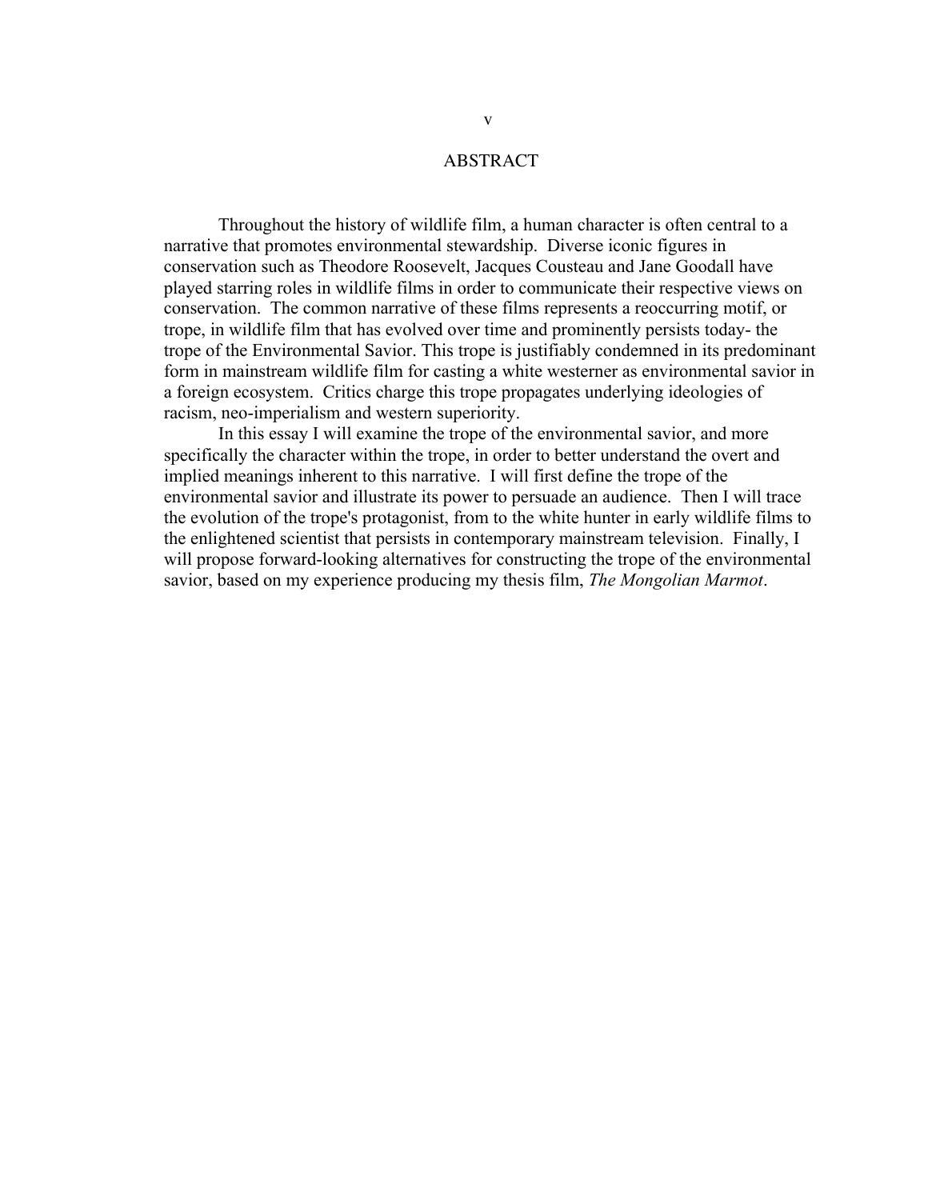# ABSTRACT

Throughout the history of wildlife film, a human character is often central to a narrative that promotes environmental stewardship. Diverse iconic figures in conservation such as Theodore Roosevelt, Jacques Cousteau and Jane Goodall have played starring roles in wildlife films in order to communicate their respective views on conservation. The common narrative of these films represents a reoccurring motif, or trope, in wildlife film that has evolved over time and prominently persists today- the trope of the Environmental Savior. This trope is justifiably condemned in its predominant form in mainstream wildlife film for casting a white westerner as environmental savior in a foreign ecosystem. Critics charge this trope propagates underlying ideologies of racism, neo-imperialism and western superiority.

In this essay I will examine the trope of the environmental savior, and more specifically the character within the trope, in order to better understand the overt and implied meanings inherent to this narrative. I will first define the trope of the environmental savior and illustrate its power to persuade an audience. Then I will trace the evolution of the trope's protagonist, from to the white hunter in early wildlife films to the enlightened scientist that persists in contemporary mainstream television. Finally, I will propose forward-looking alternatives for constructing the trope of the environmental savior, based on my experience producing my thesis film, *The Mongolian Marmot*.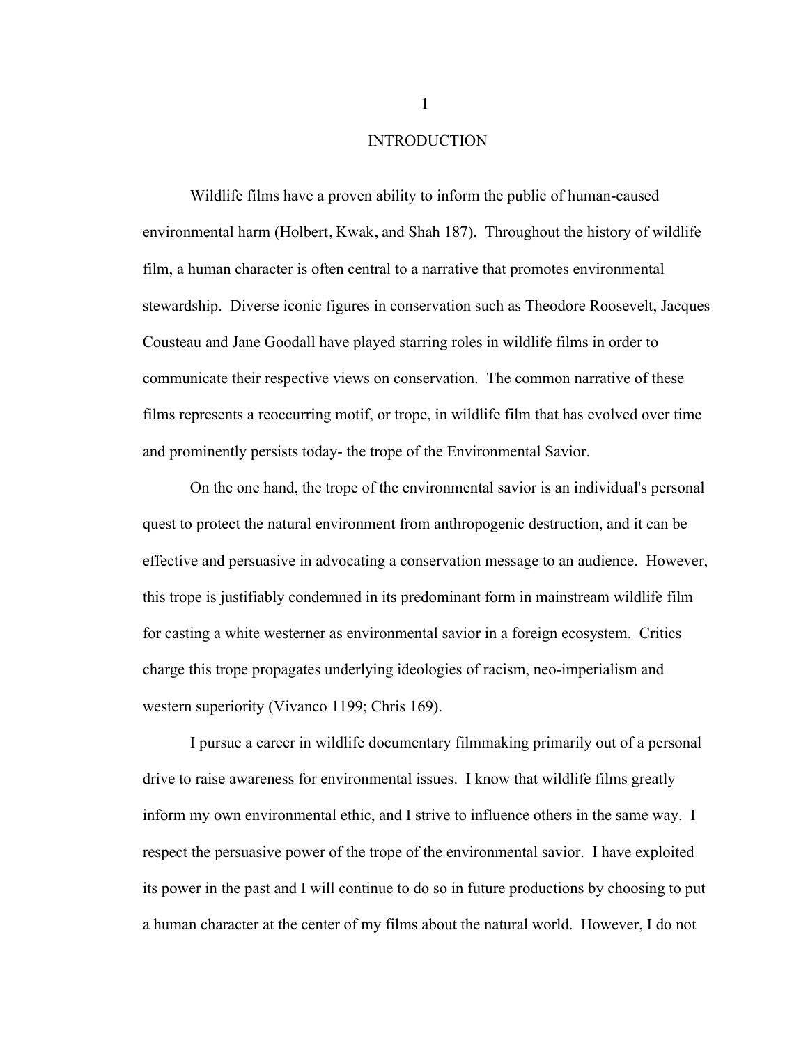# INTRODUCTION

Wildlife films have a proven ability to inform the public of human-caused environmental harm (Holbert, Kwak, and Shah 187). Throughout the history of wildlife film, a human character is often central to a narrative that promotes environmental stewardship. Diverse iconic figures in conservation such as Theodore Roosevelt, Jacques Cousteau and Jane Goodall have played starring roles in wildlife films in order to communicate their respective views on conservation. The common narrative of these films represents a reoccurring motif, or trope, in wildlife film that has evolved over time and prominently persists today- the trope of the Environmental Savior.

On the one hand, the trope of the environmental savior is an individual's personal quest to protect the natural environment from anthropogenic destruction, and it can be effective and persuasive in advocating a conservation message to an audience. However, this trope is justifiably condemned in its predominant form in mainstream wildlife film for casting a white westerner as environmental savior in a foreign ecosystem. Critics charge this trope propagates underlying ideologies of racism, neo-imperialism and western superiority (Vivanco 1199; Chris 169).

I pursue a career in wildlife documentary filmmaking primarily out of a personal drive to raise awareness for environmental issues. I know that wildlife films greatly inform my own environmental ethic, and I strive to influence others in the same way. I respect the persuasive power of the trope of the environmental savior. I have exploited its power in the past and I will continue to do so in future productions by choosing to put a human character at the center of my films about the natural world. However, I do not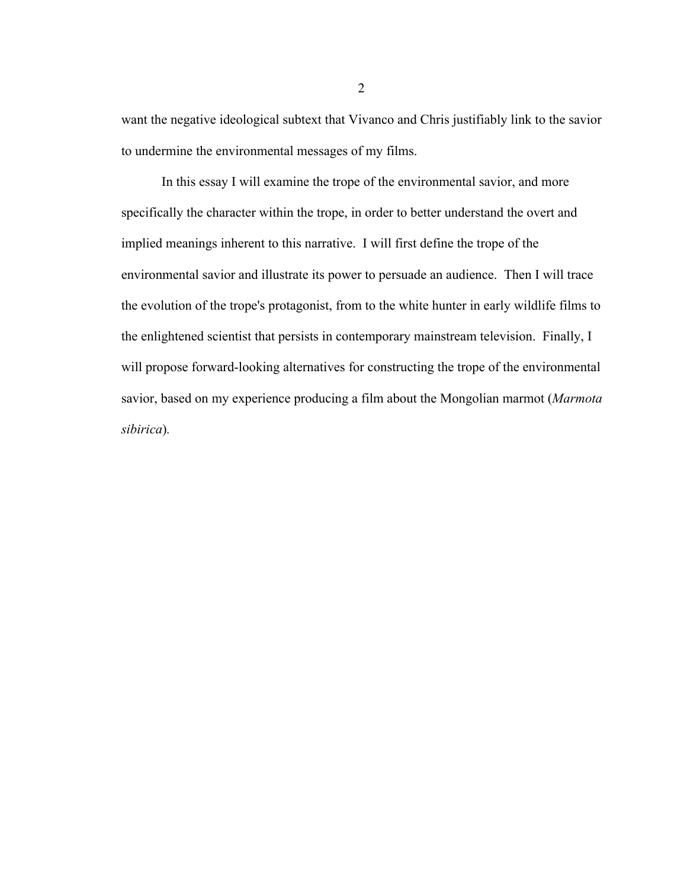want the negative ideological subtext that Vivanco and Chris justifiably link to the savior to undermine the environmental messages of my films.

In this essay I will examine the trope of the environmental savior, and more specifically the character within the trope, in order to better understand the overt and implied meanings inherent to this narrative. I will first define the trope of the environmental savior and illustrate its power to persuade an audience. Then I will trace the evolution of the trope's protagonist, from to the white hunter in early wildlife films to the enlightened scientist that persists in contemporary mainstream television. Finally, I will propose forward-looking alternatives for constructing the trope of the environmental savior, based on my experience producing a film about the Mongolian marmot (*Marmota sibirica*).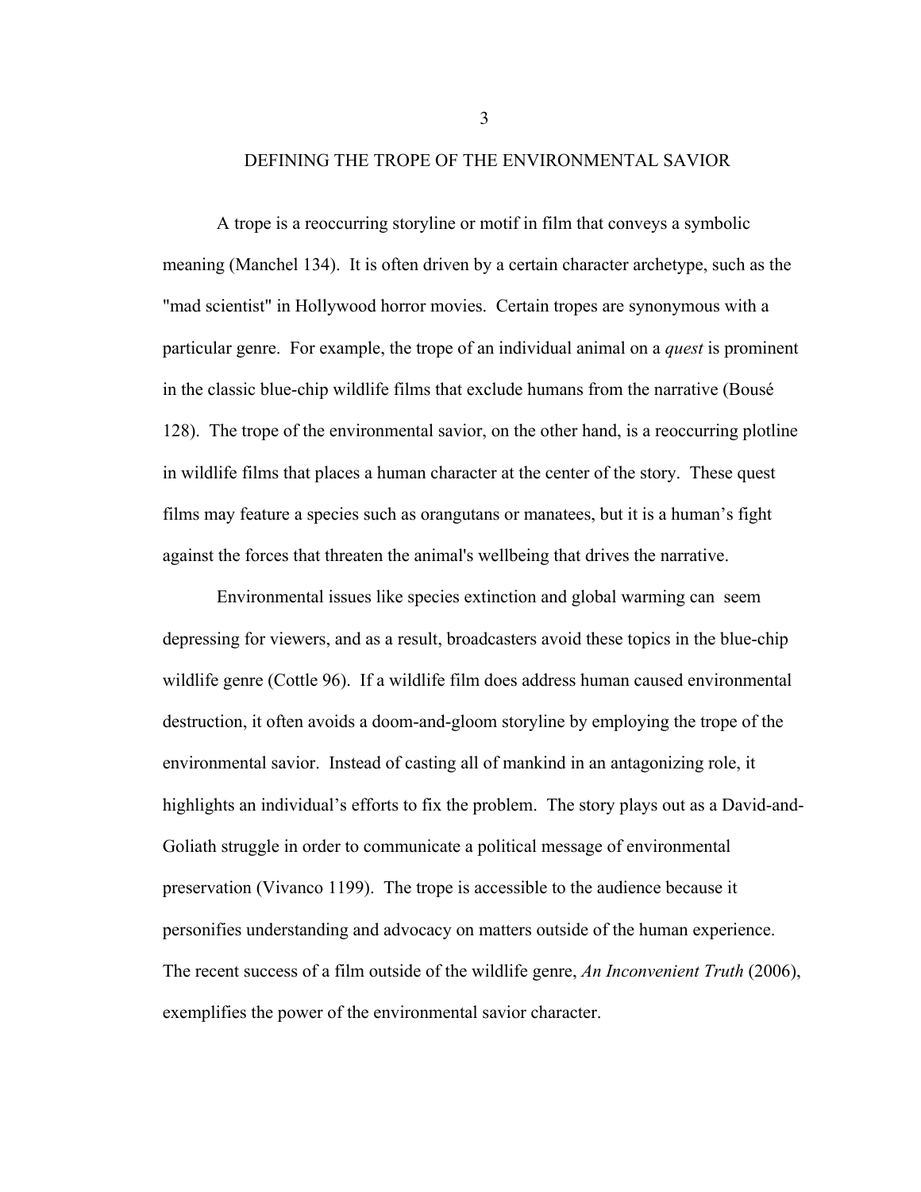# DEFINING THE TROPE OF THE ENVIRONMENTAL SAVIOR

A trope is a reoccurring storyline or motif in film that conveys a symbolic meaning (Manchel 134). It is often driven by a certain character archetype, such as the "mad scientist" in Hollywood horror movies. Certain tropes are synonymous with a particular genre. For example, the trope of an individual animal on a *quest* is prominent in the classic blue-chip wildlife films that exclude humans from the narrative (Bousé 128). The trope of the environmental savior, on the other hand, is a reoccurring plotline in wildlife films that places a human character at the center of the story. These quest films may feature a species such as orangutans or manatees, but it is a human's fight against the forces that threaten the animal's wellbeing that drives the narrative.

Environmental issues like species extinction and global warming can seem depressing for viewers, and as a result, broadcasters avoid these topics in the blue-chip wildlife genre (Cottle 96). If a wildlife film does address human caused environmental destruction, it often avoids a doom-and-gloom storyline by employing the trope of the environmental savior. Instead of casting all of mankind in an antagonizing role, it highlights an individual's efforts to fix the problem. The story plays out as a David-and-Goliath struggle in order to communicate a political message of environmental preservation (Vivanco 1199). The trope is accessible to the audience because it personifies understanding and advocacy on matters outside of the human experience. The recent success of a film outside of the wildlife genre, *An Inconvenient Truth* (2006), exemplifies the power of the environmental savior character.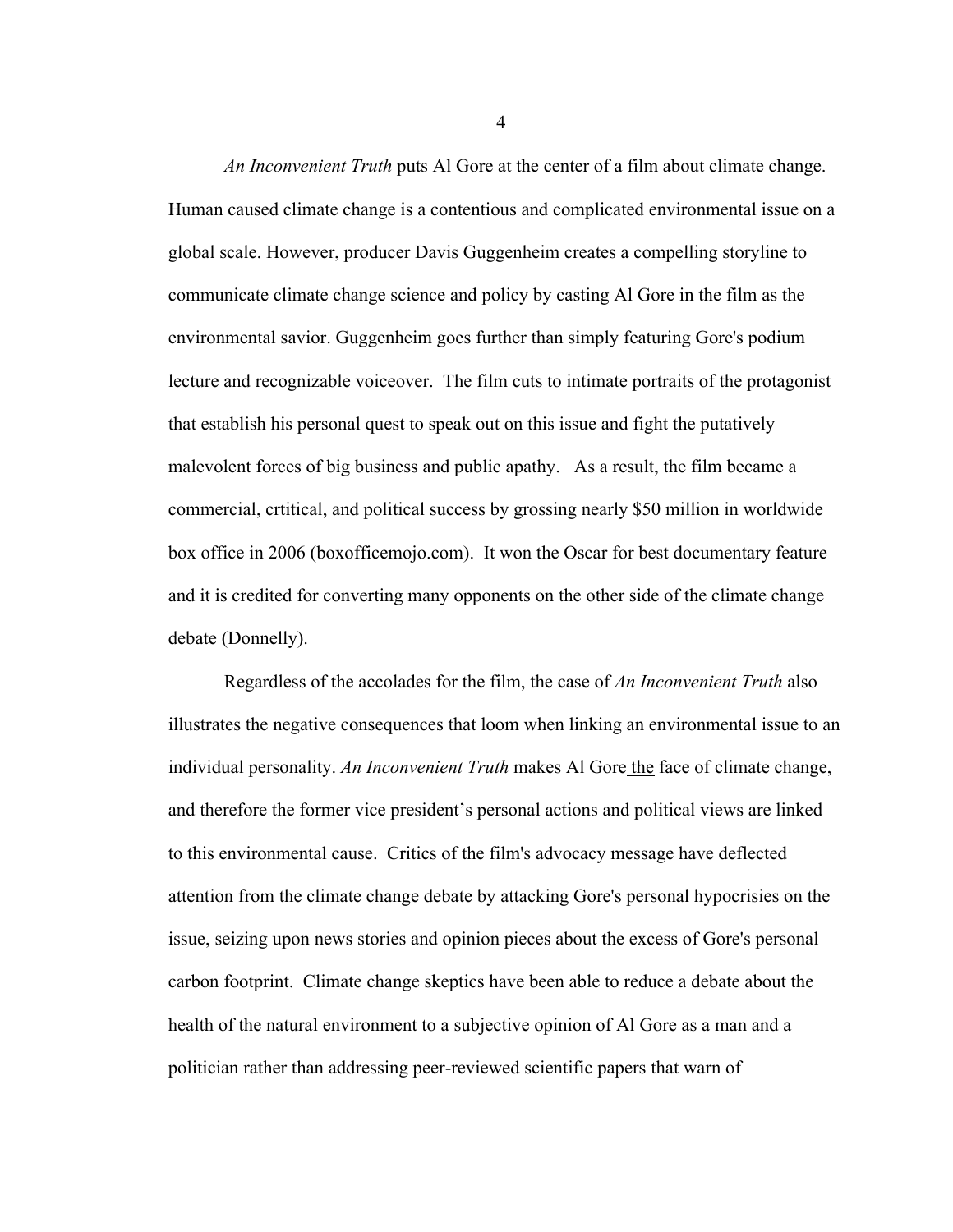*An Inconvenient Truth* puts Al Gore at the center of a film about climate change. Human caused climate change is a contentious and complicated environmental issue on a global scale. However, producer Davis Guggenheim creates a compelling storyline to communicate climate change science and policy by casting Al Gore in the film as the environmental savior. Guggenheim goes further than simply featuring Gore's podium lecture and recognizable voiceover. The film cuts to intimate portraits of the protagonist that establish his personal quest to speak out on this issue and fight the putatively malevolent forces of big business and public apathy. As a result, the film became a commercial, crtitical, and political success by grossing nearly $50 million in worldwide box office in 2006 (boxofficemojo.com). It won the Oscar for best documentary feature and it is credited for converting many opponents on the other side of the climate change debate (Donnelly).

Regardless of the accolades for the film, the case of *An Inconvenient Truth* also illustrates the negative consequences that loom when linking an environmental issue to an individual personality. *An Inconvenient Truth* makes Al Gore the face of climate change, and therefore the former vice president's personal actions and political views are linked to this environmental cause. Critics of the film's advocacy message have deflected attention from the climate change debate by attacking Gore's personal hypocrisies on the issue, seizing upon news stories and opinion pieces about the excess of Gore's personal carbon footprint. Climate change skeptics have been able to reduce a debate about the health of the natural environment to a subjective opinion of Al Gore as a man and a politician rather than addressing peer-reviewed scientific papers that warn of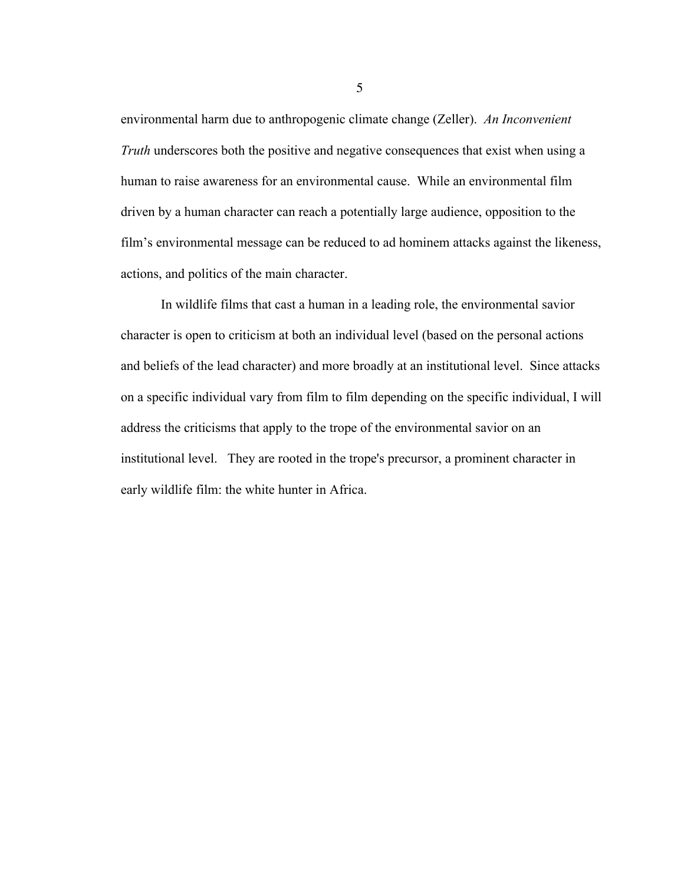environmental harm due to anthropogenic climate change (Zeller). *An Inconvenient Truth* underscores both the positive and negative consequences that exist when using a human to raise awareness for an environmental cause. While an environmental film driven by a human character can reach a potentially large audience, opposition to the film's environmental message can be reduced to ad hominem attacks against the likeness, actions, and politics of the main character.

In wildlife films that cast a human in a leading role, the environmental savior character is open to criticism at both an individual level (based on the personal actions and beliefs of the lead character) and more broadly at an institutional level. Since attacks on a specific individual vary from film to film depending on the specific individual, I will address the criticisms that apply to the trope of the environmental savior on an institutional level. They are rooted in the trope's precursor, a prominent character in early wildlife film: the white hunter in Africa.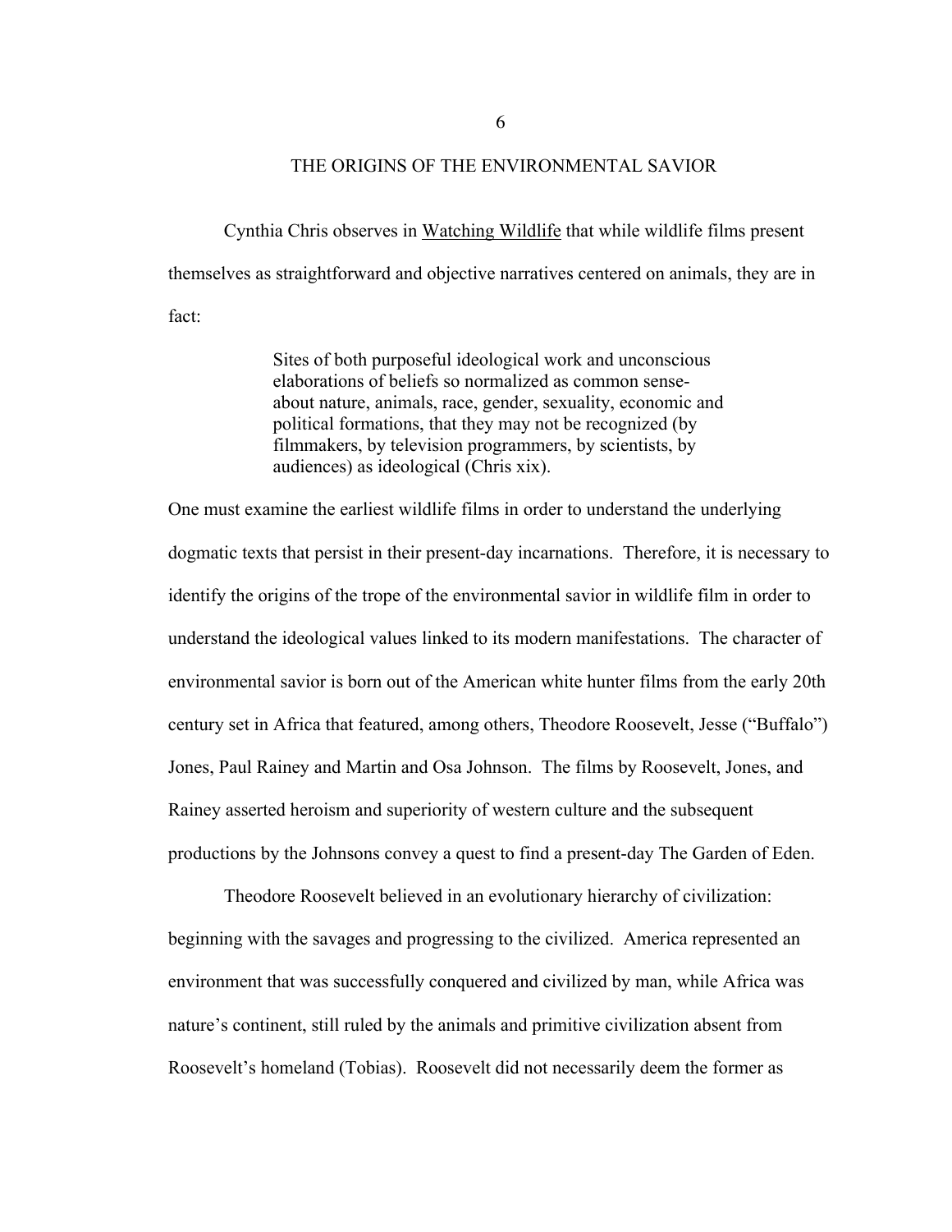## THE ORIGINS OF THE ENVIRONMENTAL SAVIOR

Cynthia Chris observes in Watching Wildlife that while wildlife films present themselves as straightforward and objective narratives centered on animals, they are in fact:

> Sites of both purposeful ideological work and unconscious elaborations of beliefs so normalized as common sense-about nature, animals, race, gender, sexuality, economic and political formations, that they may not be recognized (by filmmakers, by television programmers, by scientists, by audiences) as ideological (Chris xix).

One must examine the earliest wildlife films in order to understand the underlying dogmatic texts that persist in their present-day incarnations. Therefore, it is necessary to identify the origins of the trope of the environmental savior in wildlife film in order to understand the ideological values linked to its modern manifestations. The character of environmental savior is born out of the American white hunter films from the early 20th century set in Africa that featured, among others, Theodore Roosevelt, Jesse ("Buffalo") Jones, Paul Rainey and Martin and Osa Johnson. The films by Roosevelt, Jones, and Rainey asserted heroism and superiority of western culture and the subsequent productions by the Johnsons convey a quest to find a present-day The Garden of Eden.

Theodore Roosevelt believed in an evolutionary hierarchy of civilization: beginning with the savages and progressing to the civilized. America represented an environment that was successfully conquered and civilized by man, while Africa was nature's continent, still ruled by the animals and primitive civilization absent from Roosevelt's homeland (Tobias). Roosevelt did not necessarily deem the former as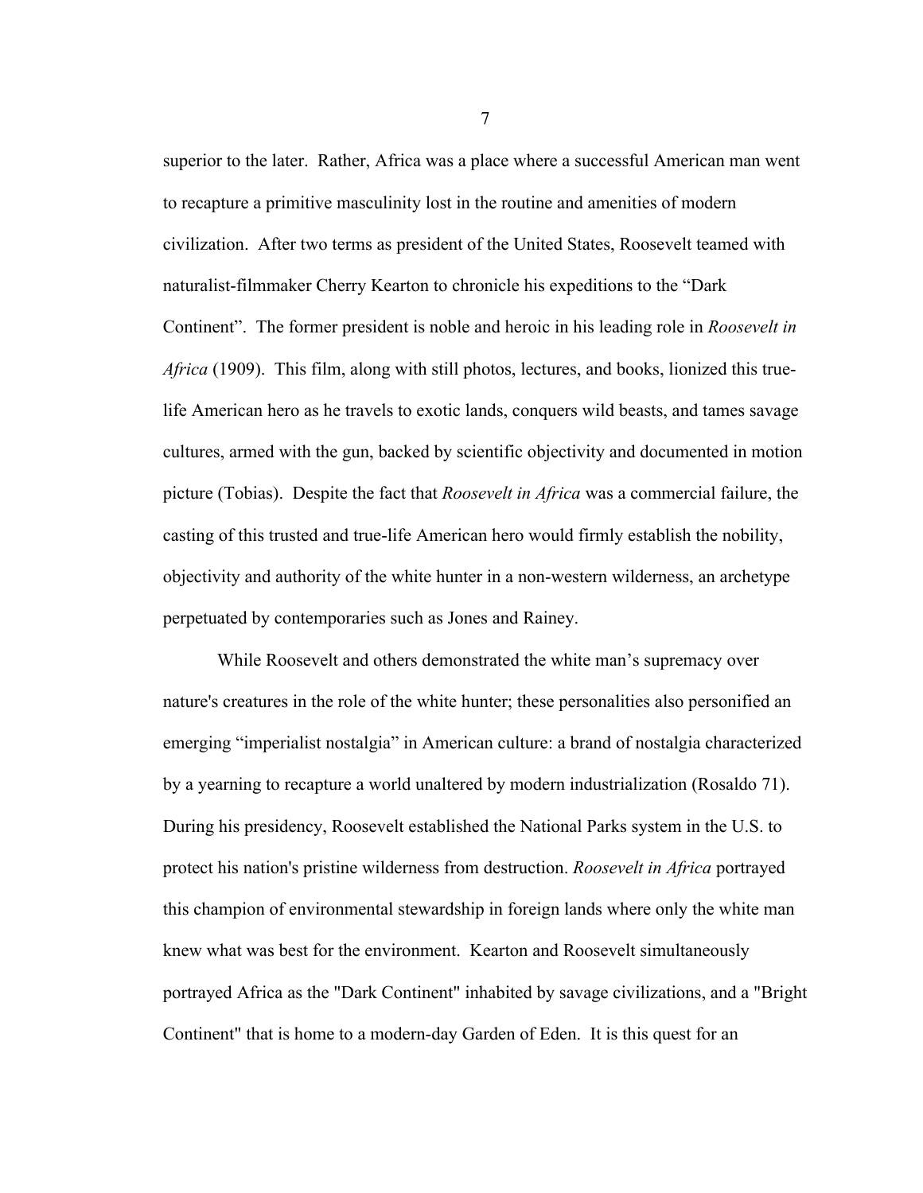superior to the later. Rather, Africa was a place where a successful American man went to recapture a primitive masculinity lost in the routine and amenities of modern civilization. After two terms as president of the United States, Roosevelt teamed with naturalist-filmmaker Cherry Kearton to chronicle his expeditions to the "Dark Continent". The former president is noble and heroic in his leading role in *Roosevelt in Africa* (1909). This film, along with still photos, lectures, and books, lionized this true-life American hero as he travels to exotic lands, conquers wild beasts, and tames savage cultures, armed with the gun, backed by scientific objectivity and documented in motion picture (Tobias). Despite the fact that *Roosevelt in Africa* was a commercial failure, the casting of this trusted and true-life American hero would firmly establish the nobility, objectivity and authority of the white hunter in a non-western wilderness, an archetype perpetuated by contemporaries such as Jones and Rainey.

While Roosevelt and others demonstrated the white man's supremacy over nature's creatures in the role of the white hunter; these personalities also personified an emerging "imperialist nostalgia" in American culture: a brand of nostalgia characterized by a yearning to recapture a world unaltered by modern industrialization (Rosaldo 71). During his presidency, Roosevelt established the National Parks system in the U.S. to protect his nation's pristine wilderness from destruction. *Roosevelt in Africa* portrayed this champion of environmental stewardship in foreign lands where only the white man knew what was best for the environment. Kearton and Roosevelt simultaneously portrayed Africa as the "Dark Continent" inhabited by savage civilizations, and a "Bright Continent" that is home to a modern-day Garden of Eden. It is this quest for an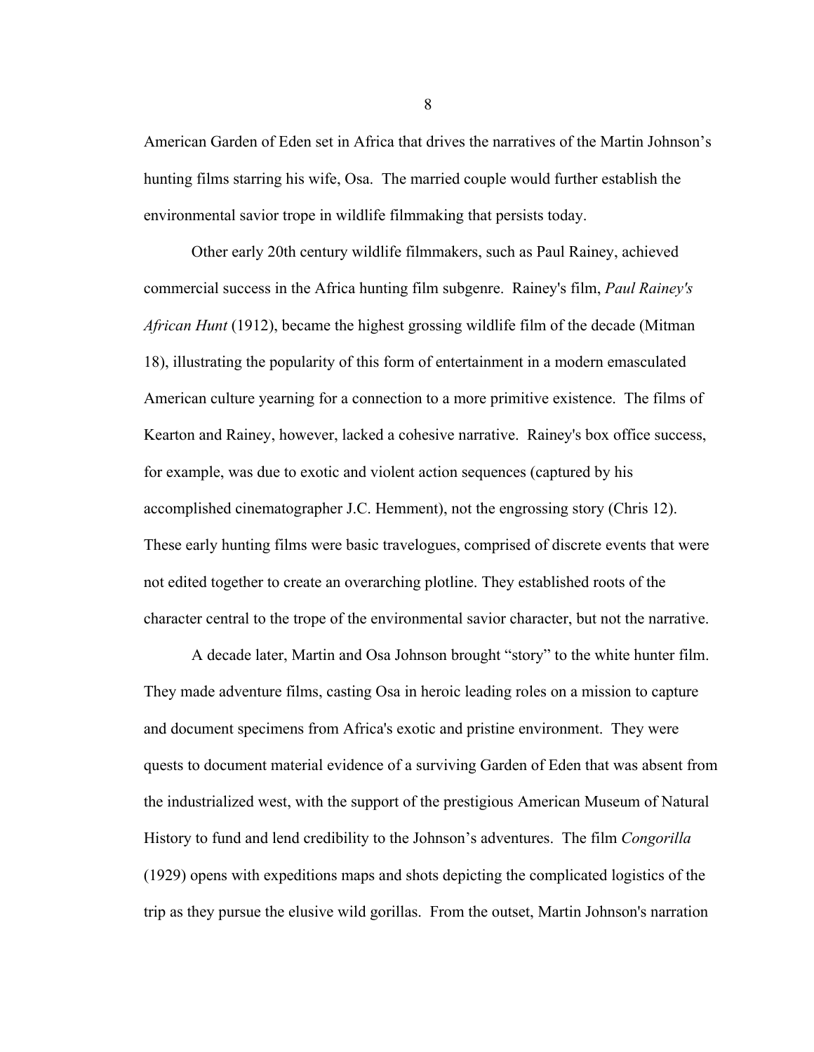American Garden of Eden set in Africa that drives the narratives of the Martin Johnson's hunting films starring his wife, Osa. The married couple would further establish the environmental savior trope in wildlife filmmaking that persists today.

Other early 20th century wildlife filmmakers, such as Paul Rainey, achieved commercial success in the Africa hunting film subgenre. Rainey's film, *Paul Rainey's African Hunt* (1912), became the highest grossing wildlife film of the decade (Mitman 18), illustrating the popularity of this form of entertainment in a modern emasculated American culture yearning for a connection to a more primitive existence. The films of Kearton and Rainey, however, lacked a cohesive narrative. Rainey's box office success, for example, was due to exotic and violent action sequences (captured by his accomplished cinematographer J.C. Hemment), not the engrossing story (Chris 12). These early hunting films were basic travelogues, comprised of discrete events that were not edited together to create an overarching plotline. They established roots of the character central to the trope of the environmental savior character, but not the narrative.

A decade later, Martin and Osa Johnson brought "story" to the white hunter film. They made adventure films, casting Osa in heroic leading roles on a mission to capture and document specimens from Africa's exotic and pristine environment. They were quests to document material evidence of a surviving Garden of Eden that was absent from the industrialized west, with the support of the prestigious American Museum of Natural History to fund and lend credibility to the Johnson's adventures. The film *Congorilla* (1929) opens with expeditions maps and shots depicting the complicated logistics of the trip as they pursue the elusive wild gorillas. From the outset, Martin Johnson's narration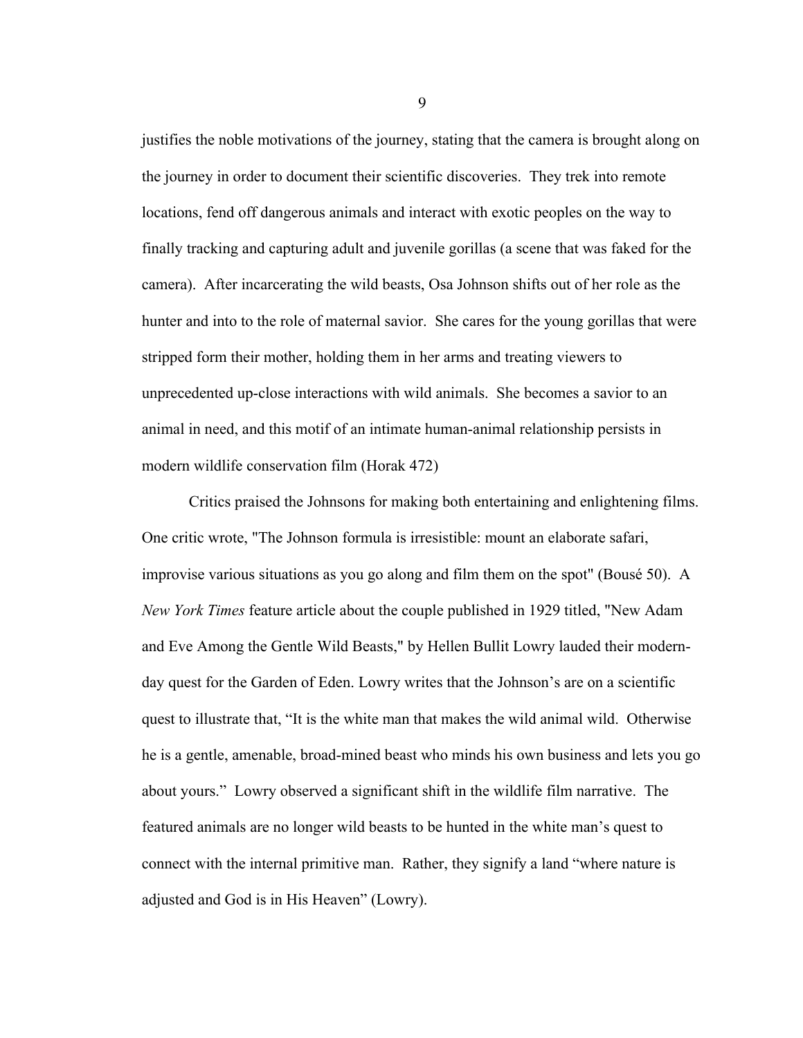justifies the noble motivations of the journey, stating that the camera is brought along on the journey in order to document their scientific discoveries. They trek into remote locations, fend off dangerous animals and interact with exotic peoples on the way to finally tracking and capturing adult and juvenile gorillas (a scene that was faked for the camera). After incarcerating the wild beasts, Osa Johnson shifts out of her role as the hunter and into to the role of maternal savior. She cares for the young gorillas that were stripped form their mother, holding them in her arms and treating viewers to unprecedented up-close interactions with wild animals. She becomes a savior to an animal in need, and this motif of an intimate human-animal relationship persists in modern wildlife conservation film (Horak 472)

Critics praised the Johnsons for making both entertaining and enlightening films. One critic wrote, "The Johnson formula is irresistible: mount an elaborate safari, improvise various situations as you go along and film them on the spot" (Bousé 50). A *New York Times* feature article about the couple published in 1929 titled, "New Adam and Eve Among the Gentle Wild Beasts," by Hellen Bullit Lowry lauded their modern-day quest for the Garden of Eden. Lowry writes that the Johnson's are on a scientific quest to illustrate that, "It is the white man that makes the wild animal wild. Otherwise he is a gentle, amenable, broad-mined beast who minds his own business and lets you go about yours." Lowry observed a significant shift in the wildlife film narrative. The featured animals are no longer wild beasts to be hunted in the white man's quest to connect with the internal primitive man. Rather, they signify a land "where nature is adjusted and God is in His Heaven" (Lowry).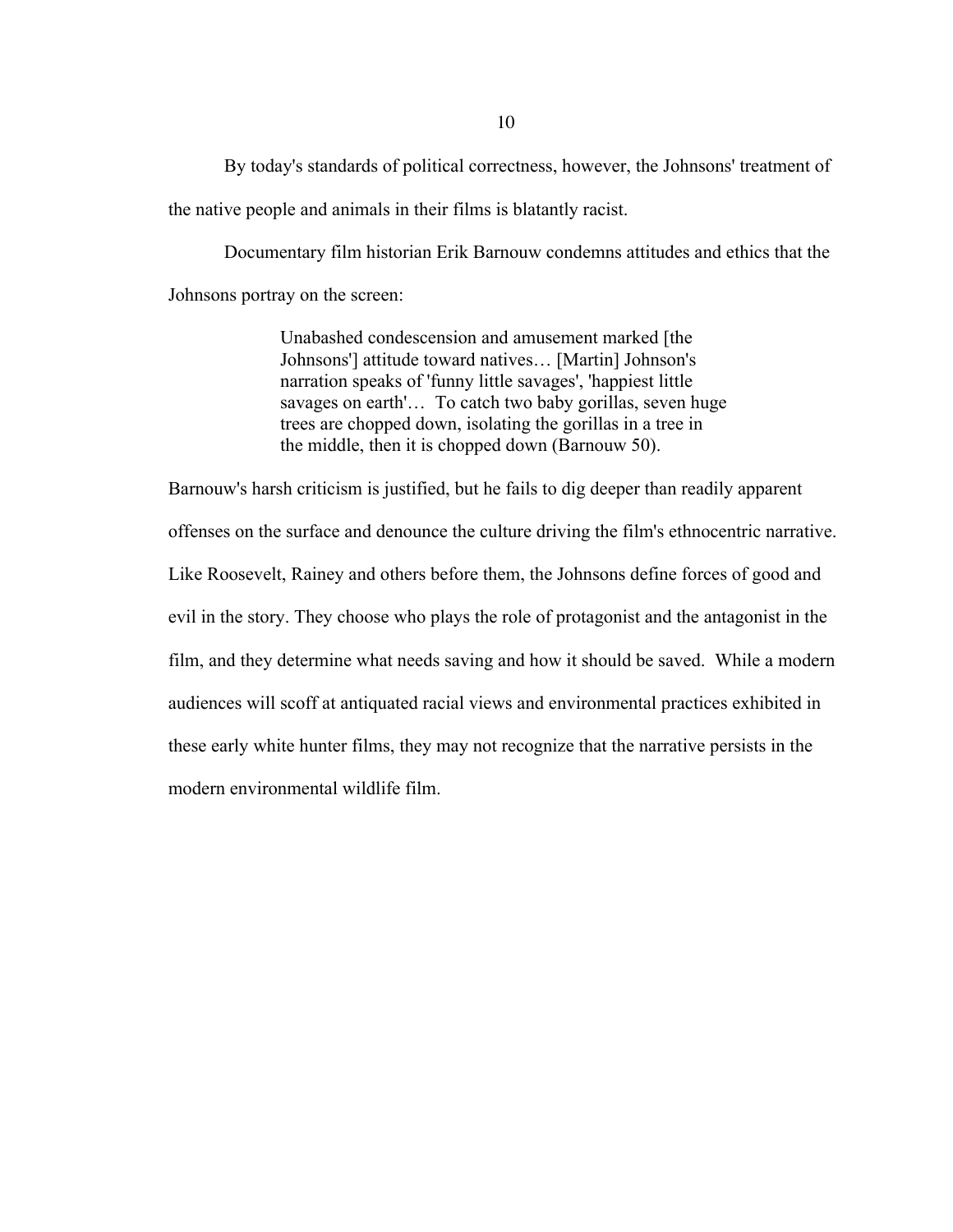By today's standards of political correctness, however, the Johnsons' treatment of the native people and animals in their films is blatantly racist.

Documentary film historian Erik Barnouw condemns attitudes and ethics that the Johnsons portray on the screen:

> Unabashed condescension and amusement marked [the Johnsons'] attitude toward natives… [Martin] Johnson's narration speaks of 'funny little savages', 'happiest little savages on earth'… To catch two baby gorillas, seven huge trees are chopped down, isolating the gorillas in a tree in the middle, then it is chopped down (Barnouw 50).

Barnouw's harsh criticism is justified, but he fails to dig deeper than readily apparent offenses on the surface and denounce the culture driving the film's ethnocentric narrative. Like Roosevelt, Rainey and others before them, the Johnsons define forces of good and evil in the story. They choose who plays the role of protagonist and the antagonist in the film, and they determine what needs saving and how it should be saved. While a modern audiences will scoff at antiquated racial views and environmental practices exhibited in these early white hunter films, they may not recognize that the narrative persists in the modern environmental wildlife film.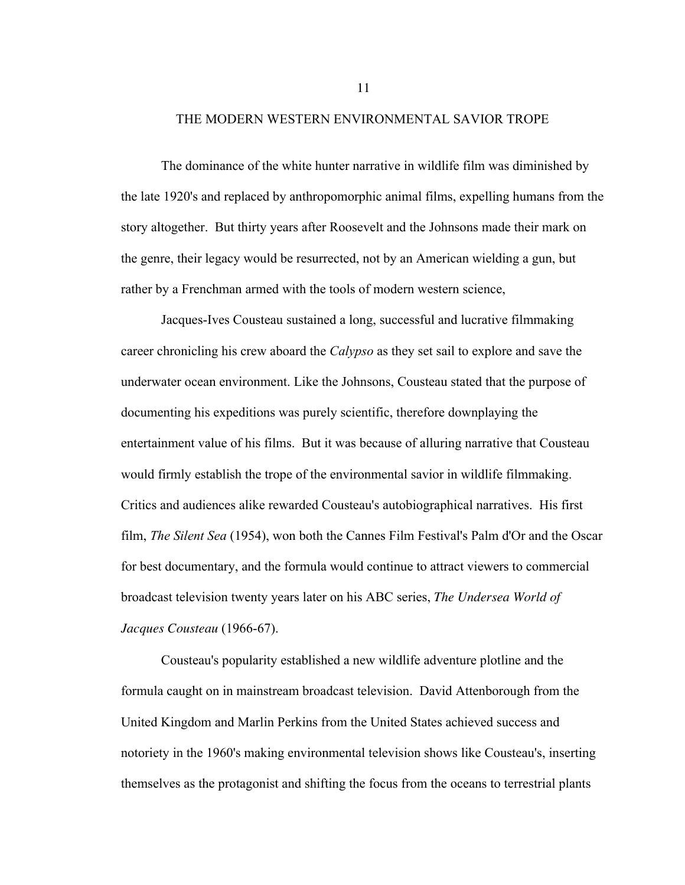# THE MODERN WESTERN ENVIRONMENTAL SAVIOR TROPE

The dominance of the white hunter narrative in wildlife film was diminished by the late 1920's and replaced by anthropomorphic animal films, expelling humans from the story altogether. But thirty years after Roosevelt and the Johnsons made their mark on the genre, their legacy would be resurrected, not by an American wielding a gun, but rather by a Frenchman armed with the tools of modern western science,

Jacques-Ives Cousteau sustained a long, successful and lucrative filmmaking career chronicling his crew aboard the *Calypso* as they set sail to explore and save the underwater ocean environment. Like the Johnsons, Cousteau stated that the purpose of documenting his expeditions was purely scientific, therefore downplaying the entertainment value of his films. But it was because of alluring narrative that Cousteau would firmly establish the trope of the environmental savior in wildlife filmmaking. Critics and audiences alike rewarded Cousteau's autobiographical narratives. His first film, *The Silent Sea* (1954), won both the Cannes Film Festival's Palm d'Or and the Oscar for best documentary, and the formula would continue to attract viewers to commercial broadcast television twenty years later on his ABC series, *The Undersea World of Jacques Cousteau* (1966-67).

Cousteau's popularity established a new wildlife adventure plotline and the formula caught on in mainstream broadcast television. David Attenborough from the United Kingdom and Marlin Perkins from the United States achieved success and notoriety in the 1960's making environmental television shows like Cousteau's, inserting themselves as the protagonist and shifting the focus from the oceans to terrestrial plants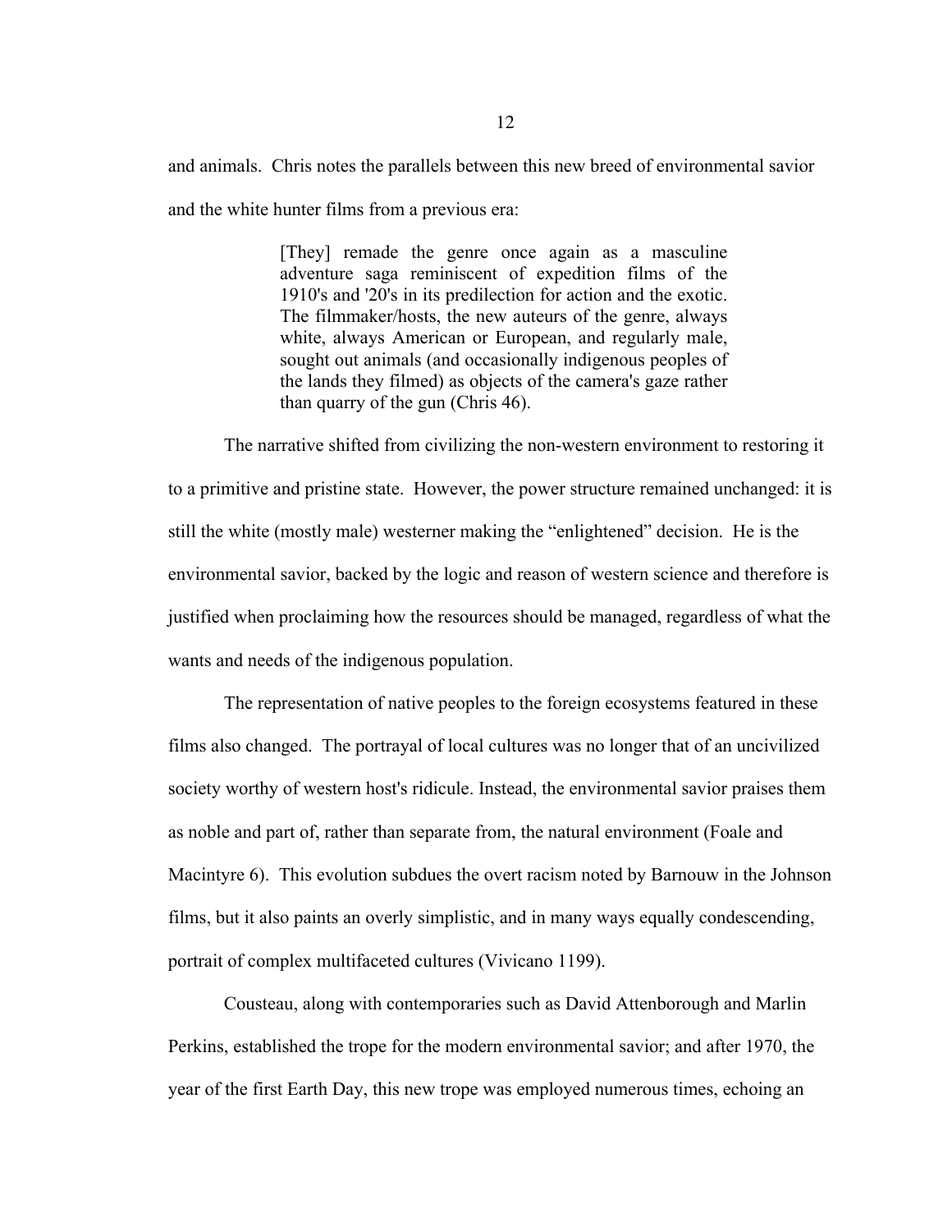and animals. Chris notes the parallels between this new breed of environmental savior and the white hunter films from a previous era:

> [They] remade the genre once again as a masculine adventure saga reminiscent of expedition films of the 1910's and '20's in its predilection for action and the exotic. The filmmaker/hosts, the new auteurs of the genre, always white, always American or European, and regularly male, sought out animals (and occasionally indigenous peoples of the lands they filmed) as objects of the camera's gaze rather than quarry of the gun (Chris 46).

The narrative shifted from civilizing the non-western environment to restoring it to a primitive and pristine state. However, the power structure remained unchanged: it is still the white (mostly male) westerner making the "enlightened" decision. He is the environmental savior, backed by the logic and reason of western science and therefore is justified when proclaiming how the resources should be managed, regardless of what the wants and needs of the indigenous population.

The representation of native peoples to the foreign ecosystems featured in these films also changed. The portrayal of local cultures was no longer that of an uncivilized society worthy of western host's ridicule. Instead, the environmental savior praises them as noble and part of, rather than separate from, the natural environment (Foale and Macintyre 6). This evolution subdues the overt racism noted by Barnouw in the Johnson films, but it also paints an overly simplistic, and in many ways equally condescending, portrait of complex multifaceted cultures (Vivicano 1199).

Cousteau, along with contemporaries such as David Attenborough and Marlin Perkins, established the trope for the modern environmental savior; and after 1970, the year of the first Earth Day, this new trope was employed numerous times, echoing an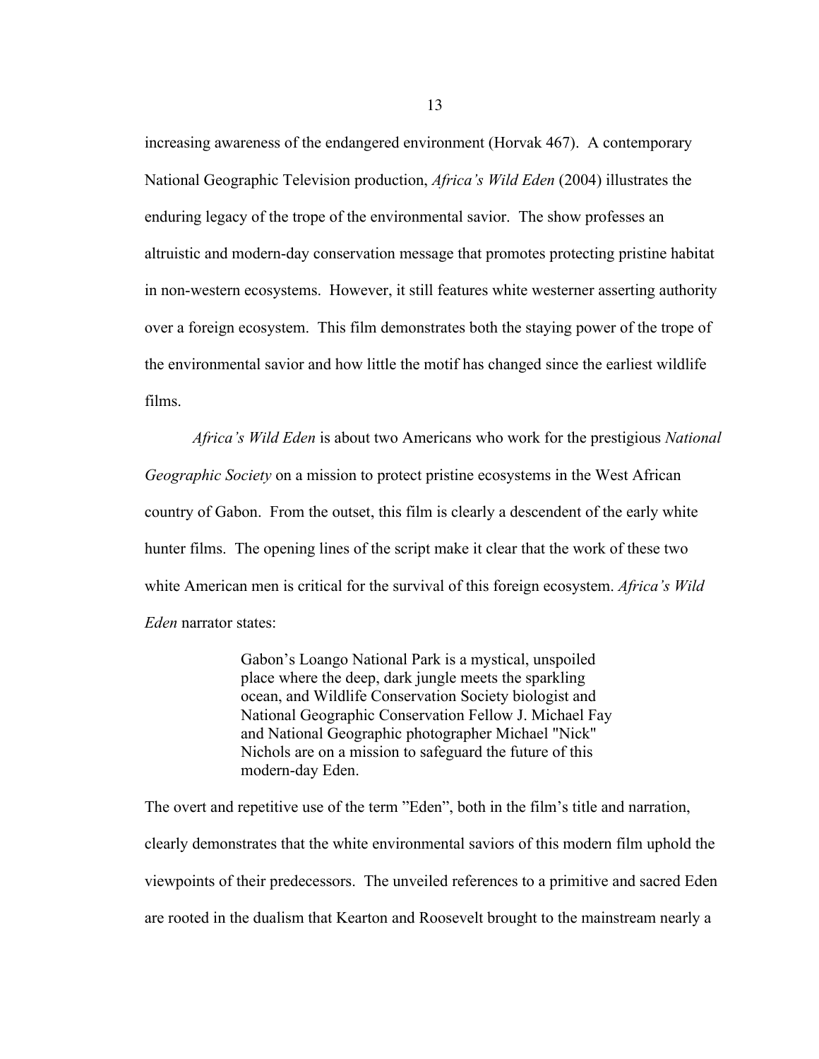increasing awareness of the endangered environment (Horvak 467). A contemporary National Geographic Television production, *Africa's Wild Eden* (2004) illustrates the enduring legacy of the trope of the environmental savior. The show professes an altruistic and modern-day conservation message that promotes protecting pristine habitat in non-western ecosystems. However, it still features white westerner asserting authority over a foreign ecosystem. This film demonstrates both the staying power of the trope of the environmental savior and how little the motif has changed since the earliest wildlife films.

*Africa's Wild Eden* is about two Americans who work for the prestigious *National Geographic Society* on a mission to protect pristine ecosystems in the West African country of Gabon. From the outset, this film is clearly a descendent of the early white hunter films. The opening lines of the script make it clear that the work of these two white American men is critical for the survival of this foreign ecosystem. *Africa's Wild Eden* narrator states:

> Gabon's Loango National Park is a mystical, unspoiled place where the deep, dark jungle meets the sparkling ocean, and Wildlife Conservation Society biologist and National Geographic Conservation Fellow J. Michael Fay and National Geographic photographer Michael "Nick" Nichols are on a mission to safeguard the future of this modern-day Eden.

The overt and repetitive use of the term "Eden", both in the film's title and narration, clearly demonstrates that the white environmental saviors of this modern film uphold the viewpoints of their predecessors. The unveiled references to a primitive and sacred Eden are rooted in the dualism that Kearton and Roosevelt brought to the mainstream nearly a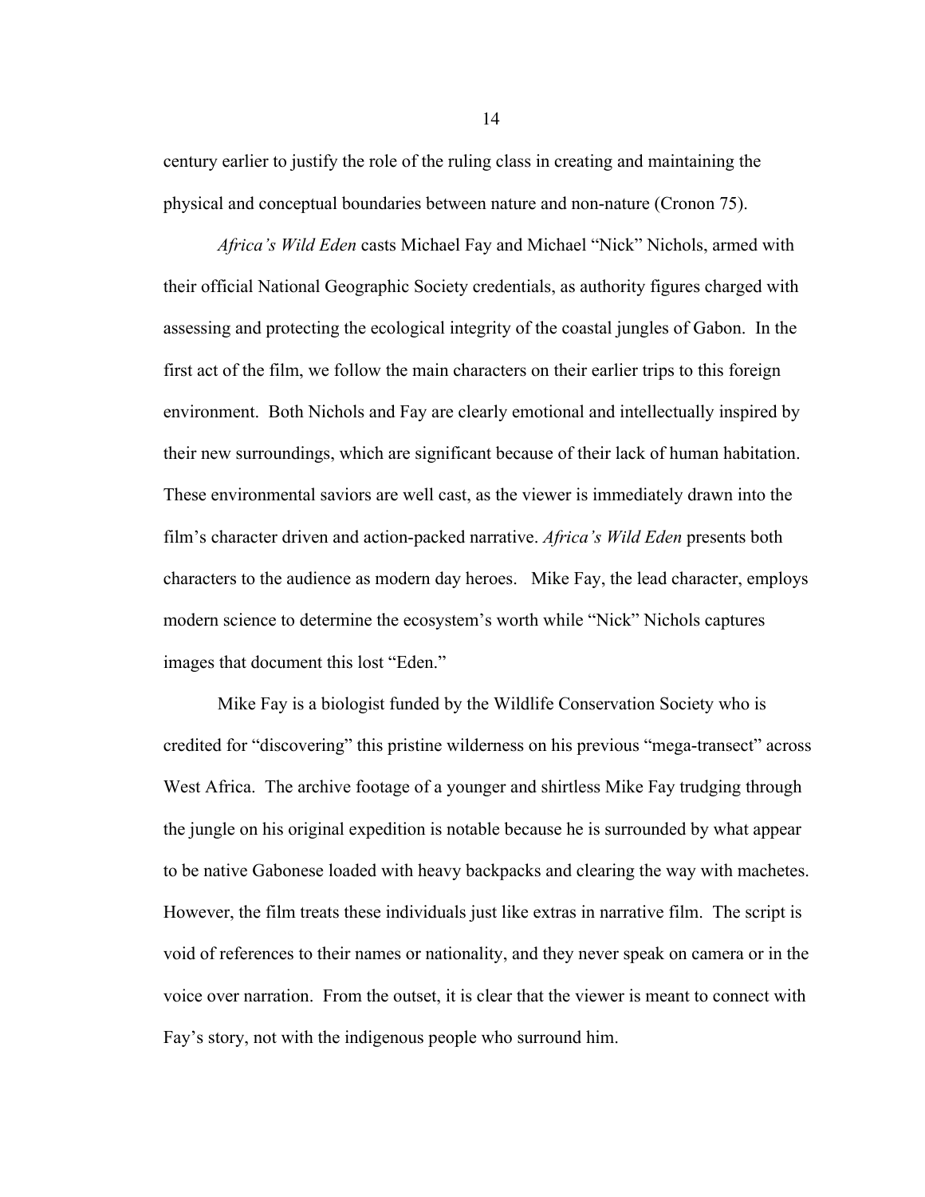century earlier to justify the role of the ruling class in creating and maintaining the physical and conceptual boundaries between nature and non-nature (Cronon 75).

*Africa's Wild Eden* casts Michael Fay and Michael "Nick" Nichols, armed with their official National Geographic Society credentials, as authority figures charged with assessing and protecting the ecological integrity of the coastal jungles of Gabon. In the first act of the film, we follow the main characters on their earlier trips to this foreign environment. Both Nichols and Fay are clearly emotional and intellectually inspired by their new surroundings, which are significant because of their lack of human habitation. These environmental saviors are well cast, as the viewer is immediately drawn into the film's character driven and action-packed narrative. *Africa's Wild Eden* presents both characters to the audience as modern day heroes. Mike Fay, the lead character, employs modern science to determine the ecosystem's worth while "Nick" Nichols captures images that document this lost "Eden."

Mike Fay is a biologist funded by the Wildlife Conservation Society who is credited for "discovering" this pristine wilderness on his previous "mega-transect" across West Africa. The archive footage of a younger and shirtless Mike Fay trudging through the jungle on his original expedition is notable because he is surrounded by what appear to be native Gabonese loaded with heavy backpacks and clearing the way with machetes. However, the film treats these individuals just like extras in narrative film. The script is void of references to their names or nationality, and they never speak on camera or in the voice over narration. From the outset, it is clear that the viewer is meant to connect with Fay's story, not with the indigenous people who surround him.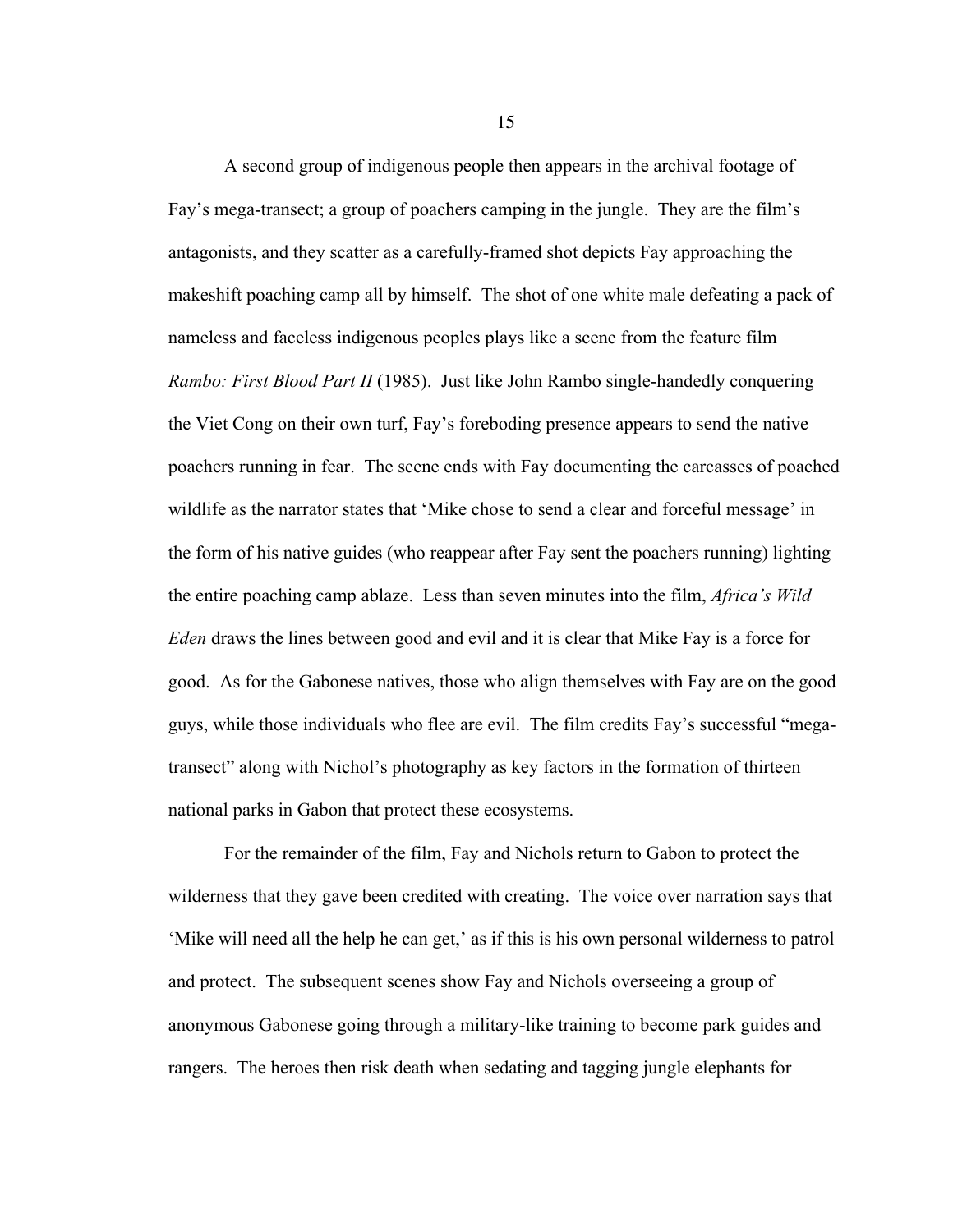A second group of indigenous people then appears in the archival footage of Fay's mega-transect; a group of poachers camping in the jungle. They are the film's antagonists, and they scatter as a carefully-framed shot depicts Fay approaching the makeshift poaching camp all by himself. The shot of one white male defeating a pack of nameless and faceless indigenous peoples plays like a scene from the feature film *Rambo: First Blood Part II* (1985). Just like John Rambo single-handedly conquering the Viet Cong on their own turf, Fay's foreboding presence appears to send the native poachers running in fear. The scene ends with Fay documenting the carcasses of poached wildlife as the narrator states that 'Mike chose to send a clear and forceful message' in the form of his native guides (who reappear after Fay sent the poachers running) lighting the entire poaching camp ablaze. Less than seven minutes into the film, *Africa's Wild Eden* draws the lines between good and evil and it is clear that Mike Fay is a force for good. As for the Gabonese natives, those who align themselves with Fay are on the good guys, while those individuals who flee are evil. The film credits Fay's successful "mega-transect" along with Nichol's photography as key factors in the formation of thirteen national parks in Gabon that protect these ecosystems.

For the remainder of the film, Fay and Nichols return to Gabon to protect the wilderness that they gave been credited with creating. The voice over narration says that 'Mike will need all the help he can get,' as if this is his own personal wilderness to patrol and protect. The subsequent scenes show Fay and Nichols overseeing a group of anonymous Gabonese going through a military-like training to become park guides and rangers. The heroes then risk death when sedating and tagging jungle elephants for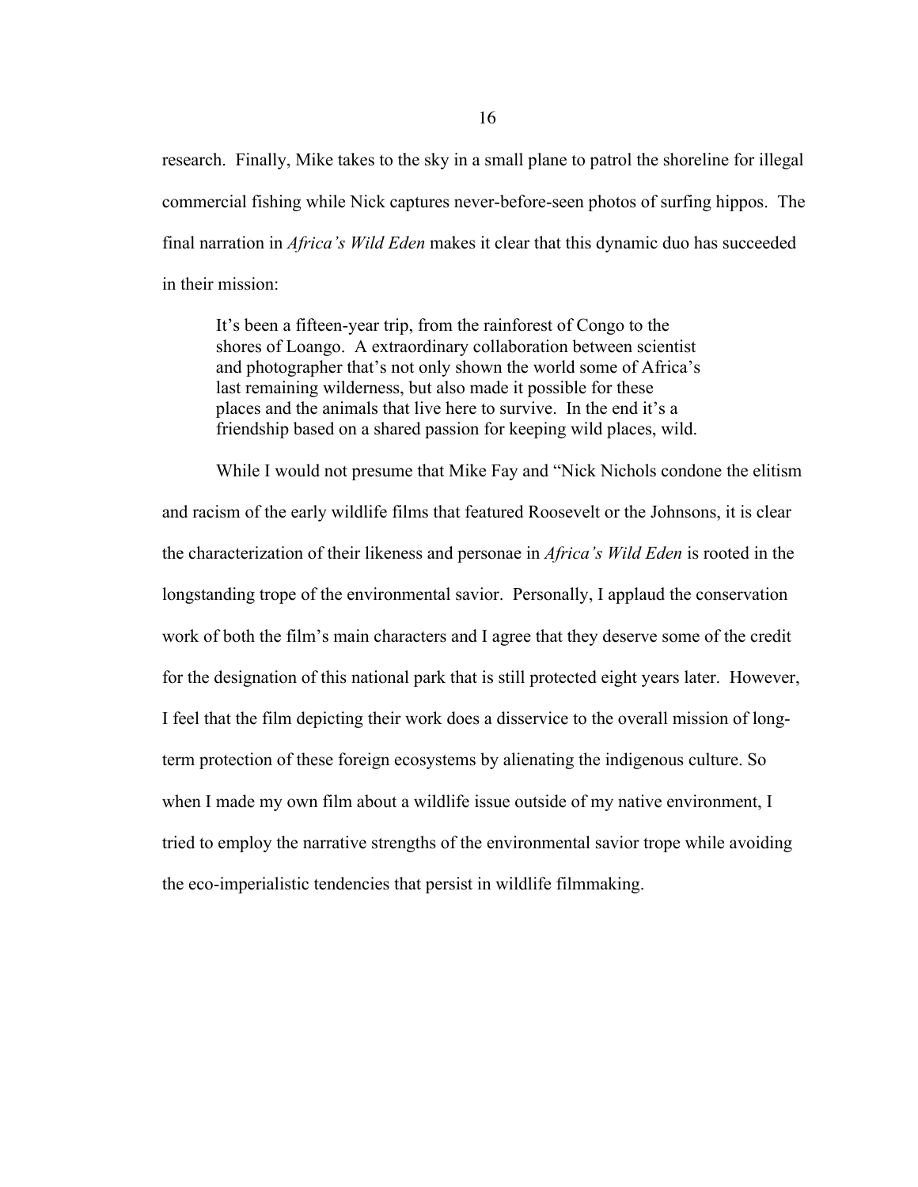research. Finally, Mike takes to the sky in a small plane to patrol the shoreline for illegal commercial fishing while Nick captures never-before-seen photos of surfing hippos. The final narration in *Africa's Wild Eden* makes it clear that this dynamic duo has succeeded in their mission:

> It's been a fifteen-year trip, from the rainforest of Congo to the shores of Loango. A extraordinary collaboration between scientist and photographer that's not only shown the world some of Africa's last remaining wilderness, but also made it possible for these places and the animals that live here to survive. In the end it's a friendship based on a shared passion for keeping wild places, wild.

While I would not presume that Mike Fay and "Nick Nichols condone the elitism and racism of the early wildlife films that featured Roosevelt or the Johnsons, it is clear the characterization of their likeness and personae in *Africa's Wild Eden* is rooted in the longstanding trope of the environmental savior. Personally, I applaud the conservation work of both the film's main characters and I agree that they deserve some of the credit for the designation of this national park that is still protected eight years later. However, I feel that the film depicting their work does a disservice to the overall mission of long-term protection of these foreign ecosystems by alienating the indigenous culture. So when I made my own film about a wildlife issue outside of my native environment, I tried to employ the narrative strengths of the environmental savior trope while avoiding the eco-imperialistic tendencies that persist in wildlife filmmaking.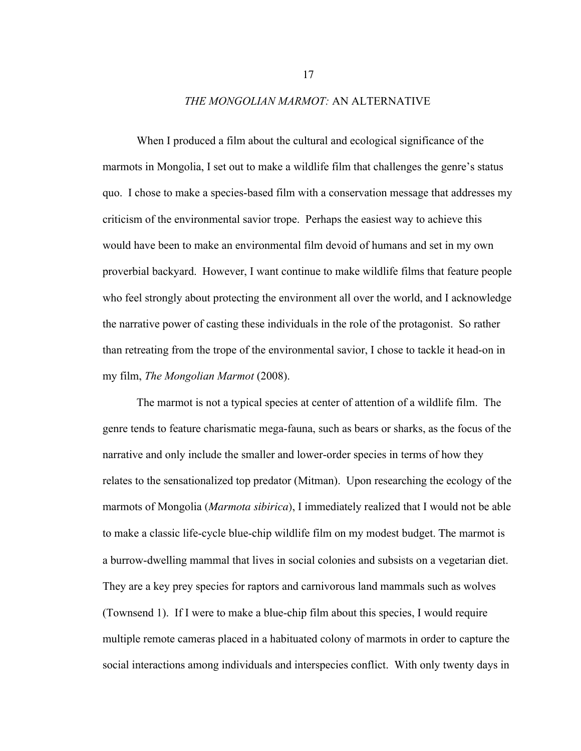## *THE MONGOLIAN MARMOT:* AN ALTERNATIVE

When I produced a film about the cultural and ecological significance of the marmots in Mongolia, I set out to make a wildlife film that challenges the genre's status quo. I chose to make a species-based film with a conservation message that addresses my criticism of the environmental savior trope. Perhaps the easiest way to achieve this would have been to make an environmental film devoid of humans and set in my own proverbial backyard. However, I want continue to make wildlife films that feature people who feel strongly about protecting the environment all over the world, and I acknowledge the narrative power of casting these individuals in the role of the protagonist. So rather than retreating from the trope of the environmental savior, I chose to tackle it head-on in my film, *The Mongolian Marmot* (2008).

The marmot is not a typical species at center of attention of a wildlife film. The genre tends to feature charismatic mega-fauna, such as bears or sharks, as the focus of the narrative and only include the smaller and lower-order species in terms of how they relates to the sensationalized top predator (Mitman). Upon researching the ecology of the marmots of Mongolia (*Marmota sibirica*), I immediately realized that I would not be able to make a classic life-cycle blue-chip wildlife film on my modest budget. The marmot is a burrow-dwelling mammal that lives in social colonies and subsists on a vegetarian diet. They are a key prey species for raptors and carnivorous land mammals such as wolves (Townsend 1). If I were to make a blue-chip film about this species, I would require multiple remote cameras placed in a habituated colony of marmots in order to capture the social interactions among individuals and interspecies conflict. With only twenty days in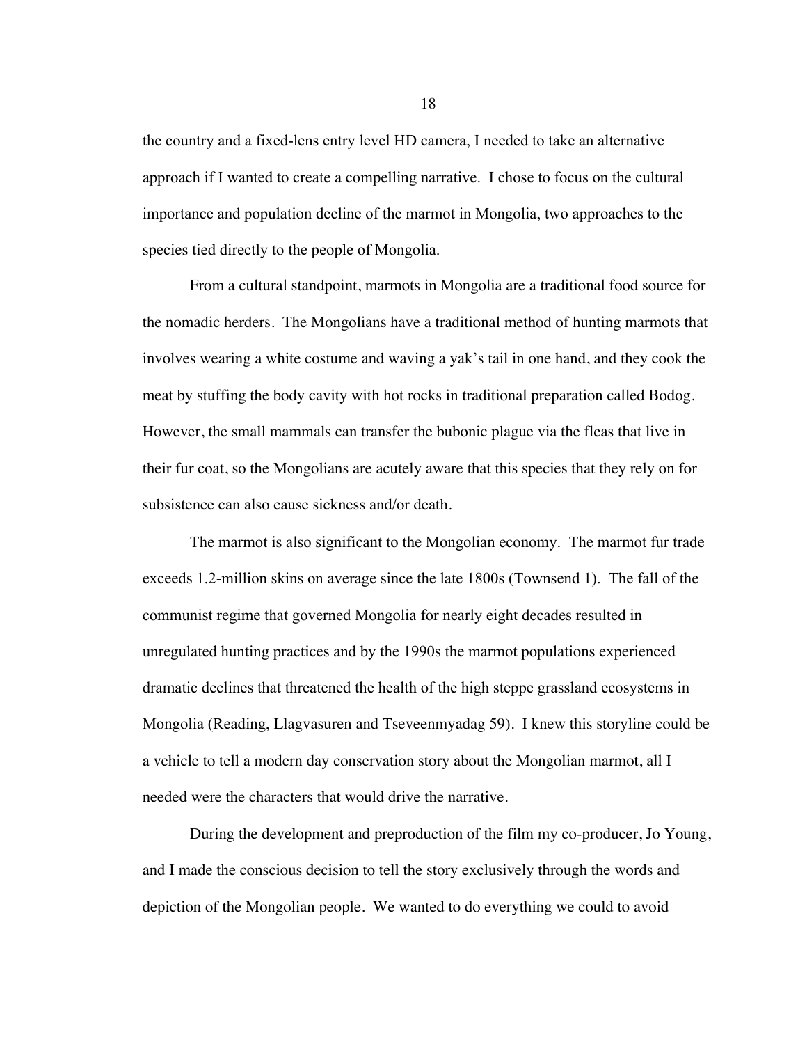the country and a fixed-lens entry level HD camera, I needed to take an alternative approach if I wanted to create a compelling narrative. I chose to focus on the cultural importance and population decline of the marmot in Mongolia, two approaches to the species tied directly to the people of Mongolia.

From a cultural standpoint, marmots in Mongolia are a traditional food source for the nomadic herders. The Mongolians have a traditional method of hunting marmots that involves wearing a white costume and waving a yak's tail in one hand, and they cook the meat by stuffing the body cavity with hot rocks in traditional preparation called Bodog. However, the small mammals can transfer the bubonic plague via the fleas that live in their fur coat, so the Mongolians are acutely aware that this species that they rely on for subsistence can also cause sickness and/or death.

The marmot is also significant to the Mongolian economy. The marmot fur trade exceeds 1.2-million skins on average since the late 1800s (Townsend 1). The fall of the communist regime that governed Mongolia for nearly eight decades resulted in unregulated hunting practices and by the 1990s the marmot populations experienced dramatic declines that threatened the health of the high steppe grassland ecosystems in Mongolia (Reading, Llagvasuren and Tseveenmyadag 59). I knew this storyline could be a vehicle to tell a modern day conservation story about the Mongolian marmot, all I needed were the characters that would drive the narrative.

During the development and preproduction of the film my co-producer, Jo Young, and I made the conscious decision to tell the story exclusively through the words and depiction of the Mongolian people. We wanted to do everything we could to avoid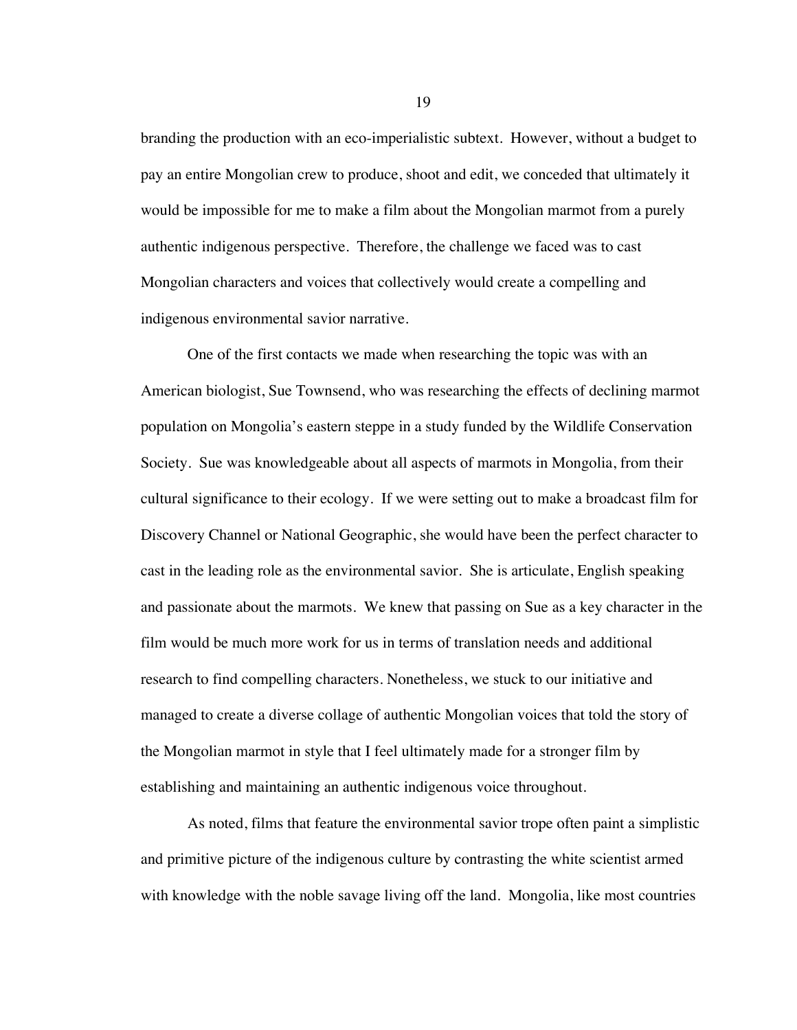branding the production with an eco-imperialistic subtext. However, without a budget to pay an entire Mongolian crew to produce, shoot and edit, we conceded that ultimately it would be impossible for me to make a film about the Mongolian marmot from a purely authentic indigenous perspective. Therefore, the challenge we faced was to cast Mongolian characters and voices that collectively would create a compelling and indigenous environmental savior narrative.

One of the first contacts we made when researching the topic was with an American biologist, Sue Townsend, who was researching the effects of declining marmot population on Mongolia's eastern steppe in a study funded by the Wildlife Conservation Society. Sue was knowledgeable about all aspects of marmots in Mongolia, from their cultural significance to their ecology. If we were setting out to make a broadcast film for Discovery Channel or National Geographic, she would have been the perfect character to cast in the leading role as the environmental savior. She is articulate, English speaking and passionate about the marmots. We knew that passing on Sue as a key character in the film would be much more work for us in terms of translation needs and additional research to find compelling characters. Nonetheless, we stuck to our initiative and managed to create a diverse collage of authentic Mongolian voices that told the story of the Mongolian marmot in style that I feel ultimately made for a stronger film by establishing and maintaining an authentic indigenous voice throughout.

As noted, films that feature the environmental savior trope often paint a simplistic and primitive picture of the indigenous culture by contrasting the white scientist armed with knowledge with the noble savage living off the land. Mongolia, like most countries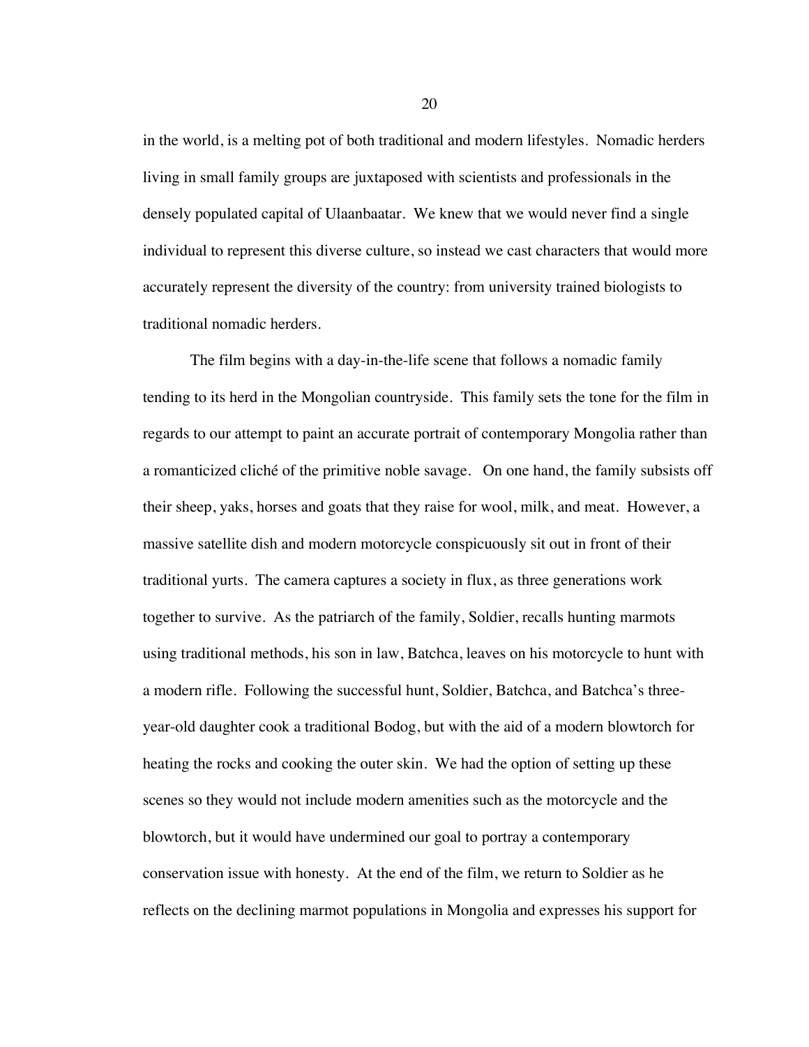in the world, is a melting pot of both traditional and modern lifestyles. Nomadic herders living in small family groups are juxtaposed with scientists and professionals in the densely populated capital of Ulaanbaatar. We knew that we would never find a single individual to represent this diverse culture, so instead we cast characters that would more accurately represent the diversity of the country: from university trained biologists to traditional nomadic herders.

The film begins with a day-in-the-life scene that follows a nomadic family tending to its herd in the Mongolian countryside. This family sets the tone for the film in regards to our attempt to paint an accurate portrait of contemporary Mongolia rather than a romanticized cliché of the primitive noble savage. On one hand, the family subsists off their sheep, yaks, horses and goats that they raise for wool, milk, and meat. However, a massive satellite dish and modern motorcycle conspicuously sit out in front of their traditional yurts. The camera captures a society in flux, as three generations work together to survive. As the patriarch of the family, Soldier, recalls hunting marmots using traditional methods, his son in law, Batchca, leaves on his motorcycle to hunt with a modern rifle. Following the successful hunt, Soldier, Batchca, and Batchca's three-year-old daughter cook a traditional Bodog, but with the aid of a modern blowtorch for heating the rocks and cooking the outer skin. We had the option of setting up these scenes so they would not include modern amenities such as the motorcycle and the blowtorch, but it would have undermined our goal to portray a contemporary conservation issue with honesty. At the end of the film, we return to Soldier as he reflects on the declining marmot populations in Mongolia and expresses his support for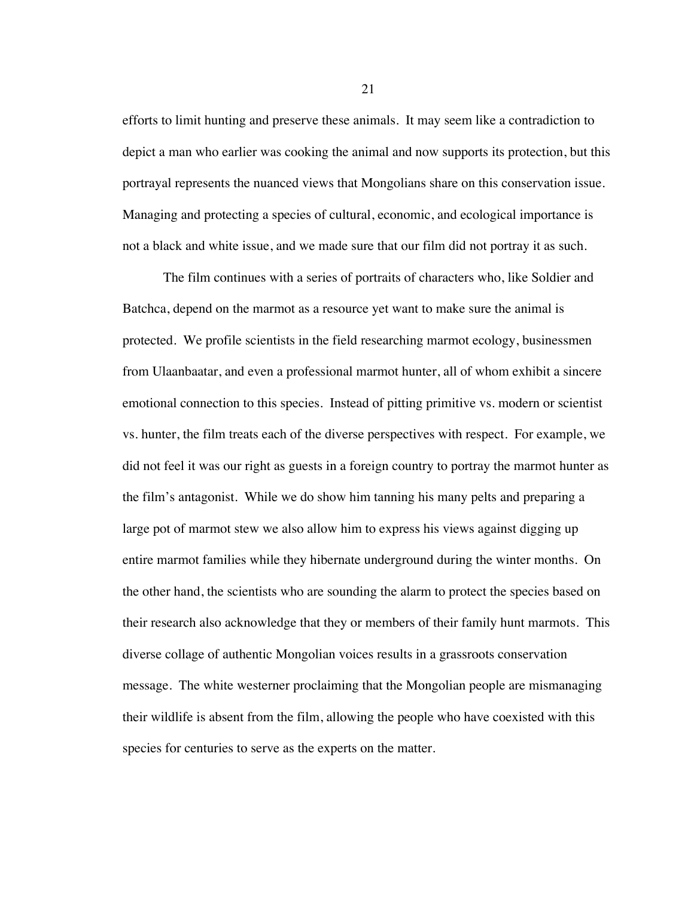efforts to limit hunting and preserve these animals. It may seem like a contradiction to depict a man who earlier was cooking the animal and now supports its protection, but this portrayal represents the nuanced views that Mongolians share on this conservation issue. Managing and protecting a species of cultural, economic, and ecological importance is not a black and white issue, and we made sure that our film did not portray it as such.

The film continues with a series of portraits of characters who, like Soldier and Batchca, depend on the marmot as a resource yet want to make sure the animal is protected. We profile scientists in the field researching marmot ecology, businessmen from Ulaanbaatar, and even a professional marmot hunter, all of whom exhibit a sincere emotional connection to this species. Instead of pitting primitive vs. modern or scientist vs. hunter, the film treats each of the diverse perspectives with respect. For example, we did not feel it was our right as guests in a foreign country to portray the marmot hunter as the film's antagonist. While we do show him tanning his many pelts and preparing a large pot of marmot stew we also allow him to express his views against digging up entire marmot families while they hibernate underground during the winter months. On the other hand, the scientists who are sounding the alarm to protect the species based on their research also acknowledge that they or members of their family hunt marmots. This diverse collage of authentic Mongolian voices results in a grassroots conservation message. The white westerner proclaiming that the Mongolian people are mismanaging their wildlife is absent from the film, allowing the people who have coexisted with this species for centuries to serve as the experts on the matter.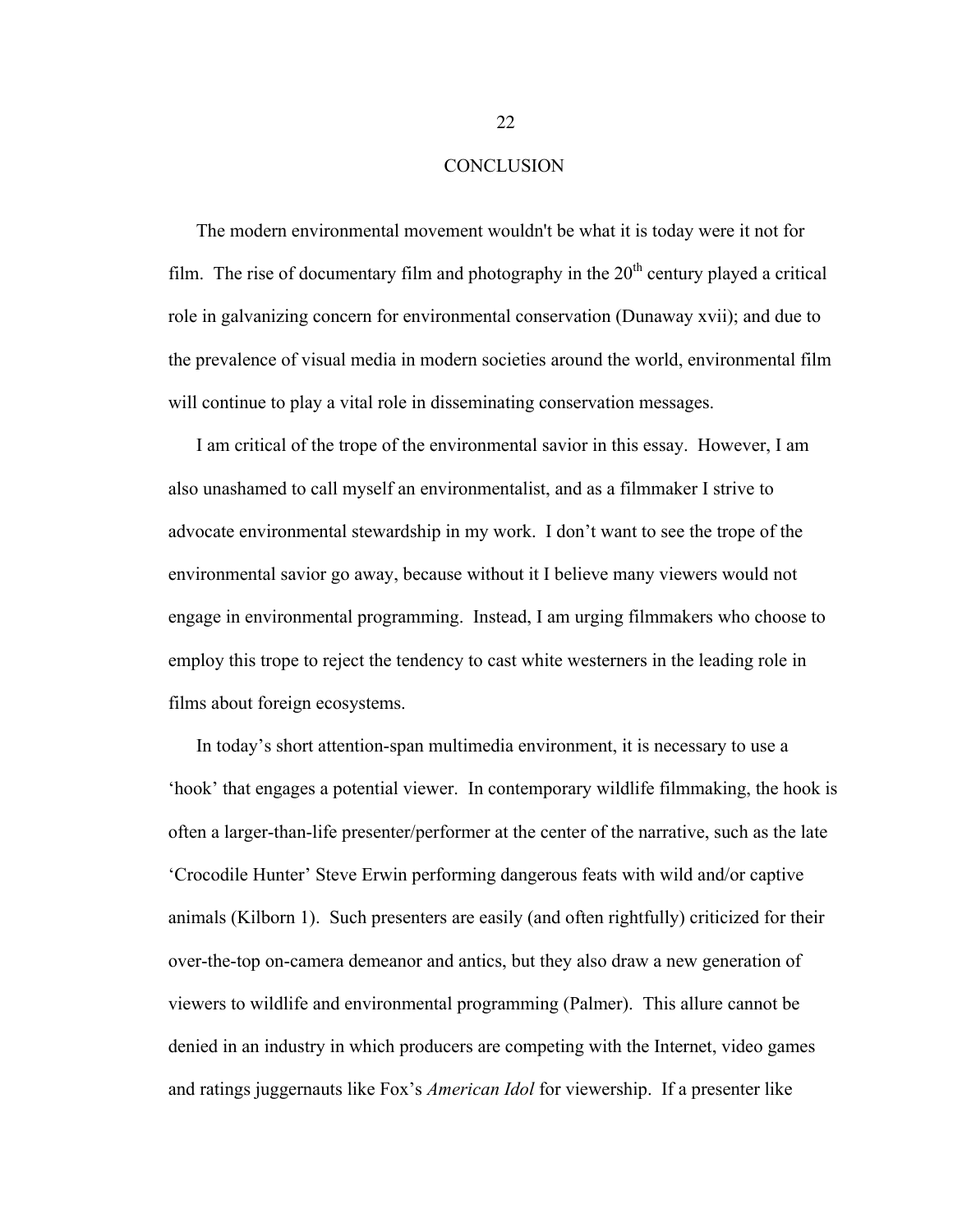# CONCLUSION

The modern environmental movement wouldn't be what it is today were it not for film. The rise of documentary film and photography in the 20th century played a critical role in galvanizing concern for environmental conservation (Dunaway xvii); and due to the prevalence of visual media in modern societies around the world, environmental film will continue to play a vital role in disseminating conservation messages.

I am critical of the trope of the environmental savior in this essay. However, I am also unashamed to call myself an environmentalist, and as a filmmaker I strive to advocate environmental stewardship in my work. I don't want to see the trope of the environmental savior go away, because without it I believe many viewers would not engage in environmental programming. Instead, I am urging filmmakers who choose to employ this trope to reject the tendency to cast white westerners in the leading role in films about foreign ecosystems.

In today's short attention-span multimedia environment, it is necessary to use a 'hook' that engages a potential viewer. In contemporary wildlife filmmaking, the hook is often a larger-than-life presenter/performer at the center of the narrative, such as the late 'Crocodile Hunter' Steve Erwin performing dangerous feats with wild and/or captive animals (Kilborn 1). Such presenters are easily (and often rightfully) criticized for their over-the-top on-camera demeanor and antics, but they also draw a new generation of viewers to wildlife and environmental programming (Palmer). This allure cannot be denied in an industry in which producers are competing with the Internet, video games and ratings juggernauts like Fox's *American Idol* for viewership. If a presenter like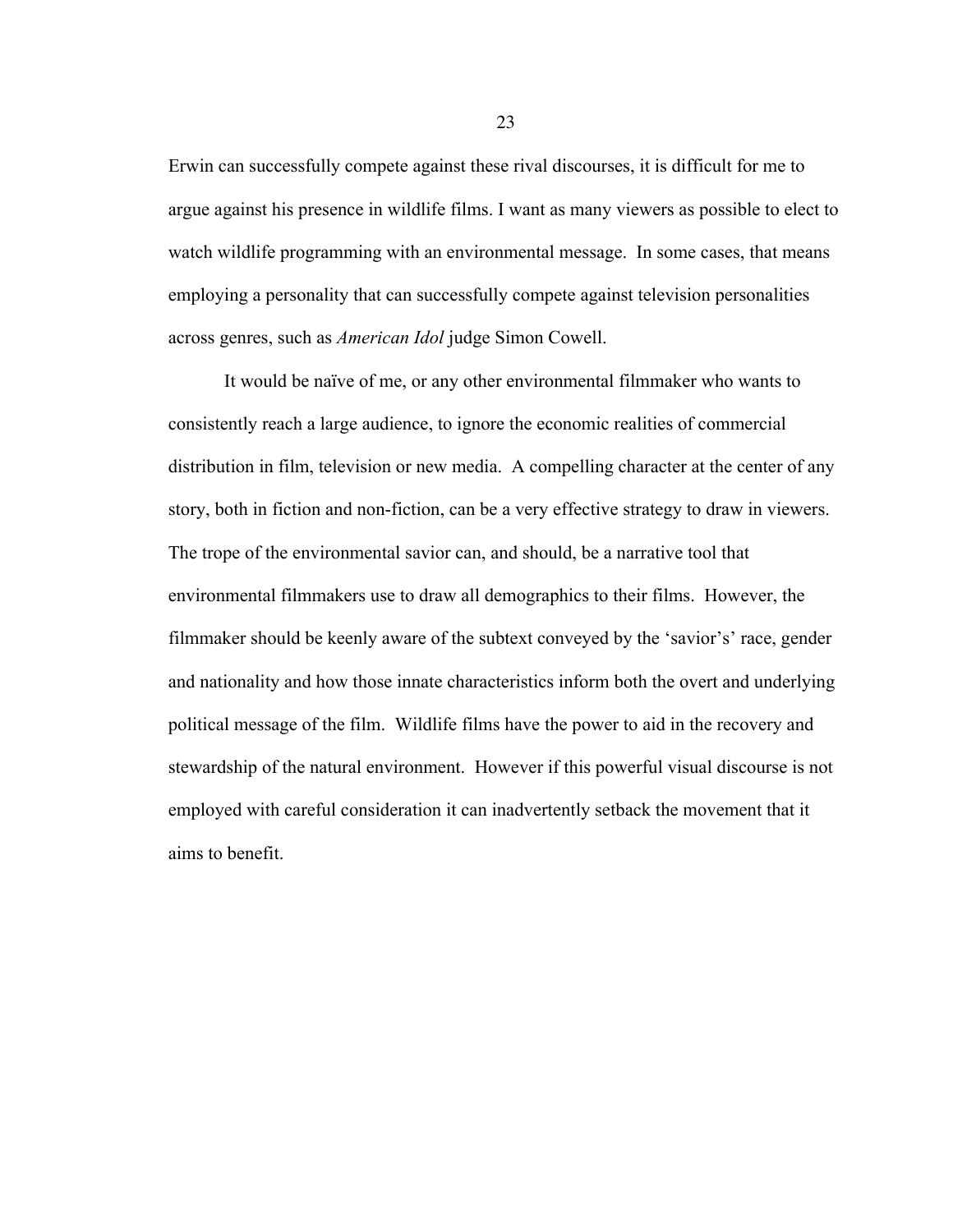Erwin can successfully compete against these rival discourses, it is difficult for me to argue against his presence in wildlife films. I want as many viewers as possible to elect to watch wildlife programming with an environmental message. In some cases, that means employing a personality that can successfully compete against television personalities across genres, such as *American Idol* judge Simon Cowell.

It would be naïve of me, or any other environmental filmmaker who wants to consistently reach a large audience, to ignore the economic realities of commercial distribution in film, television or new media. A compelling character at the center of any story, both in fiction and non-fiction, can be a very effective strategy to draw in viewers. The trope of the environmental savior can, and should, be a narrative tool that environmental filmmakers use to draw all demographics to their films. However, the filmmaker should be keenly aware of the subtext conveyed by the 'savior's' race, gender and nationality and how those innate characteristics inform both the overt and underlying political message of the film. Wildlife films have the power to aid in the recovery and stewardship of the natural environment. However if this powerful visual discourse is not employed with careful consideration it can inadvertently setback the movement that it aims to benefit.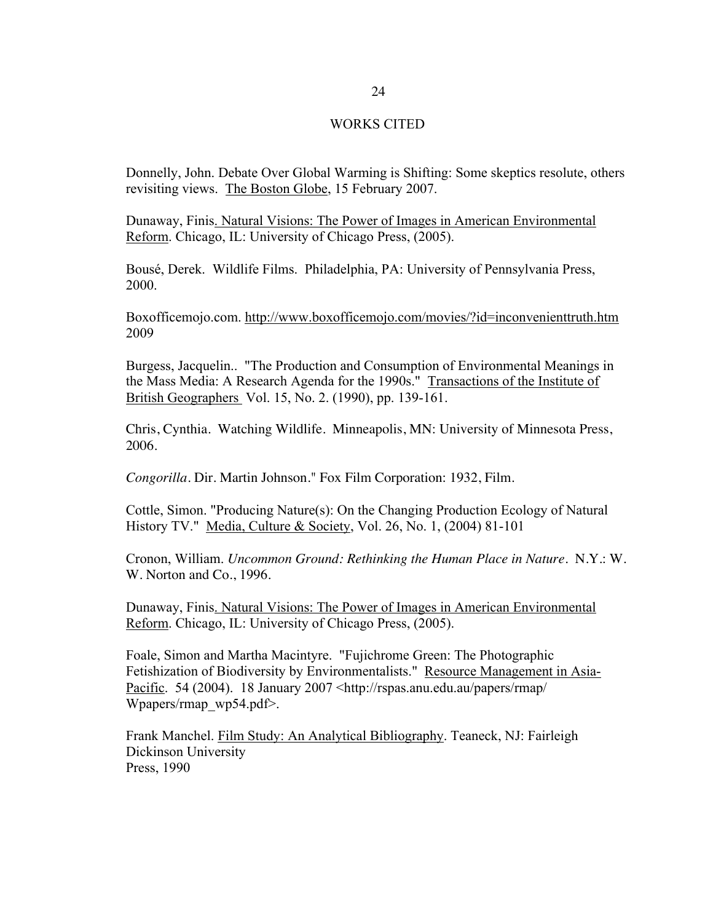## WORKS CITED

Donnelly, John. Debate Over Global Warming is Shifting: Some skeptics resolute, others revisiting views. The Boston Globe, 15 February 2007.

Dunaway, Finis. Natural Visions: The Power of Images in American Environmental Reform. Chicago, IL: University of Chicago Press, (2005).

Bousé, Derek. Wildlife Films. Philadelphia, PA: University of Pennsylvania Press, 2000.

Boxofficemojo.com. http://www.boxofficemojo.com/movies/?id=inconvenienttruth.htm 2009

Burgess, Jacquelin.. "The Production and Consumption of Environmental Meanings in the Mass Media: A Research Agenda for the 1990s." Transactions of the Institute of British Geographers Vol. 15, No. 2. (1990), pp. 139-161.

Chris, Cynthia. Watching Wildlife. Minneapolis, MN: University of Minnesota Press, 2006.

*Congorilla*. Dir. Martin Johnson." Fox Film Corporation: 1932, Film.

Cottle, Simon. "Producing Nature(s): On the Changing Production Ecology of Natural History TV." Media, Culture & Society, Vol. 26, No. 1, (2004) 81-101

Cronon, William. *Uncommon Ground: Rethinking the Human Place in Nature*. N.Y.: W. W. Norton and Co., 1996.

Dunaway, Finis. Natural Visions: The Power of Images in American Environmental Reform. Chicago, IL: University of Chicago Press, (2005).

Foale, Simon and Martha Macintyre. "Fujichrome Green: The Photographic Fetishization of Biodiversity by Environmentalists." Resource Management in Asia-Pacific. 54 (2004). 18 January 2007 <http://rspas.anu.edu.au/papers/rmap/Wpapers/rmap_wp54.pdf>.

Frank Manchel. Film Study: An Analytical Bibliography. Teaneck, NJ: Fairleigh Dickinson University Press, 1990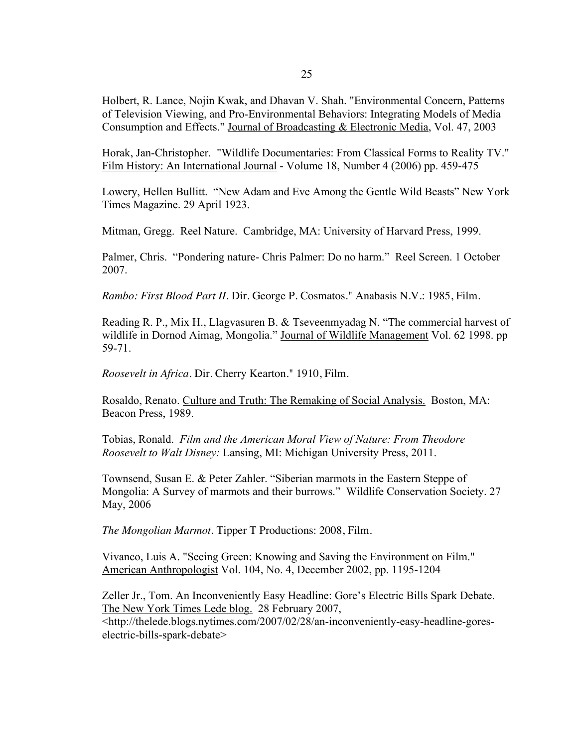Holbert, R. Lance, Nojin Kwak, and Dhavan V. Shah. "Environmental Concern, Patterns of Television Viewing, and Pro-Environmental Behaviors: Integrating Models of Media Consumption and Effects." Journal of Broadcasting & Electronic Media, Vol. 47, 2003

Horak, Jan-Christopher. "Wildlife Documentaries: From Classical Forms to Reality TV." Film History: An International Journal - Volume 18, Number 4 (2006) pp. 459-475

Lowery, Hellen Bullitt. "New Adam and Eve Among the Gentle Wild Beasts" New York Times Magazine. 29 April 1923.

Mitman, Gregg. Reel Nature. Cambridge, MA: University of Harvard Press, 1999.

Palmer, Chris. "Pondering nature- Chris Palmer: Do no harm." Reel Screen. 1 October 2007.

*Rambo: First Blood Part II*. Dir. George P. Cosmatos." Anabasis N.V.: 1985, Film.

Reading R. P., Mix H., Llagvasuren B. & Tseveenmyadag N. "The commercial harvest of wildlife in Dornod Aimag, Mongolia." Journal of Wildlife Management Vol. 62 1998. pp 59-71.

*Roosevelt in Africa*. Dir. Cherry Kearton." 1910, Film.

Rosaldo, Renato. Culture and Truth: The Remaking of Social Analysis. Boston, MA: Beacon Press, 1989.

Tobias, Ronald. *Film and the American Moral View of Nature: From Theodore Roosevelt to Walt Disney:* Lansing, MI: Michigan University Press, 2011.

Townsend, Susan E. & Peter Zahler. "Siberian marmots in the Eastern Steppe of Mongolia: A Survey of marmots and their burrows." Wildlife Conservation Society. 27 May, 2006

*The Mongolian Marmot*. Tipper T Productions: 2008, Film.

Vivanco, Luis A. "Seeing Green: Knowing and Saving the Environment on Film." American Anthropologist Vol. 104, No. 4, December 2002, pp. 1195-1204

Zeller Jr., Tom. An Inconveniently Easy Headline: Gore's Electric Bills Spark Debate. The New York Times Lede blog. 28 February 2007, <http://thelede.blogs.nytimes.com/2007/02/28/an-inconveniently-easy-headline-gores-electric-bills-spark-debate>